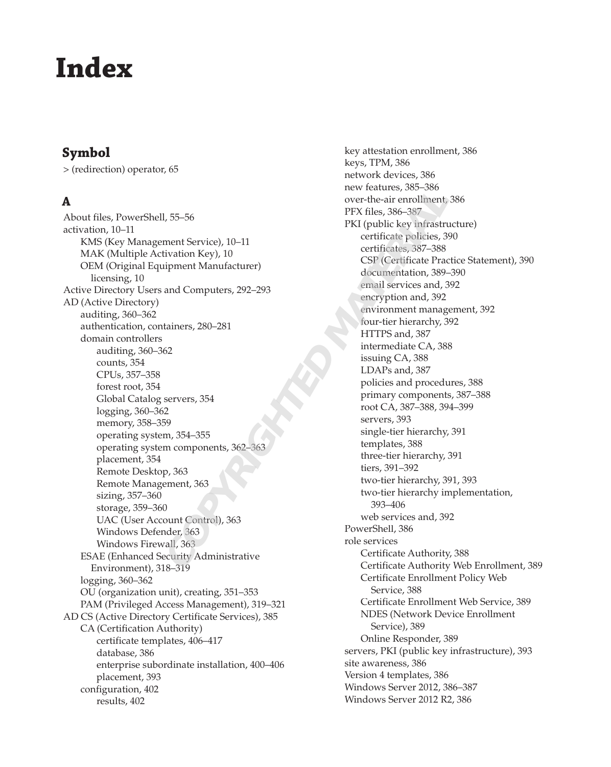# Index

## Symbol

> (redirection) operator, 65

## A

About files, PowerShell, 55–56
activation, 10–11
  KMS (Key Management Service), 10–11
  MAK (Multiple Activation Key), 10
  OEM (Original Equipment Manufacturer) licensing, 10
Active Directory Users and Computers, 292–293
AD (Active Directory)
  auditing, 360–362
  authentication, containers, 280–281
  domain controllers
    auditing, 360–362
    counts, 354
    CPUs, 357–358
    forest root, 354
    Global Catalog servers, 354
    logging, 360–362
    memory, 358–359
    operating system, 354–355
    operating system components, 362–363
    placement, 354
    Remote Desktop, 363
    Remote Management, 363
    sizing, 357–360
    storage, 359–360
    UAC (User Account Control), 363
    Windows Defender, 363
    Windows Firewall, 363
  ESAE (Enhanced Security Administrative Environment), 318–319
  logging, 360–362
  OU (organization unit), creating, 351–353
  PAM (Privileged Access Management), 319–321
AD CS (Active Directory Certificate Services), 385
  CA (Certification Authority)
    certificate templates, 406–417
    database, 386
    enterprise subordinate installation, 400–406
    placement, 393
  configuration, 402
    results, 402
  key attestation enrollment, 386
  keys, TPM, 386
  network devices, 386
  new features, 385–386
  over-the-air enrollment, 386
  PFX files, 386–387
  PKI (public key infrastructure)
    certificate policies, 390
    certificates, 387–388
    CSP (Certificate Practice Statement), 390
    documentation, 389–390
    email services and, 392
    encryption and, 392
    environment management, 392
    four-tier hierarchy, 392
    HTTPS and, 387
    intermediate CA, 388
    issuing CA, 388
    LDAPs and, 387
    policies and procedures, 388
    primary components, 387–388
    root CA, 387–388, 394–399
    servers, 393
    single-tier hierarchy, 391
    templates, 388
    three-tier hierarchy, 391
    tiers, 391–392
    two-tier hierarchy, 391, 393
    two-tier hierarchy implementation, 393–406
    web services and, 392
  PowerShell, 386
  role services
    Certificate Authority, 388
    Certificate Authority Web Enrollment, 389
    Certificate Enrollment Policy Web Service, 388
    Certificate Enrollment Web Service, 389
    NDES (Network Device Enrollment Service), 389
    Online Responder, 389
  servers, PKI (public key infrastructure), 393
  site awareness, 386
  Version 4 templates, 386
  Windows Server 2012, 386–387
  Windows Server 2012 R2, 386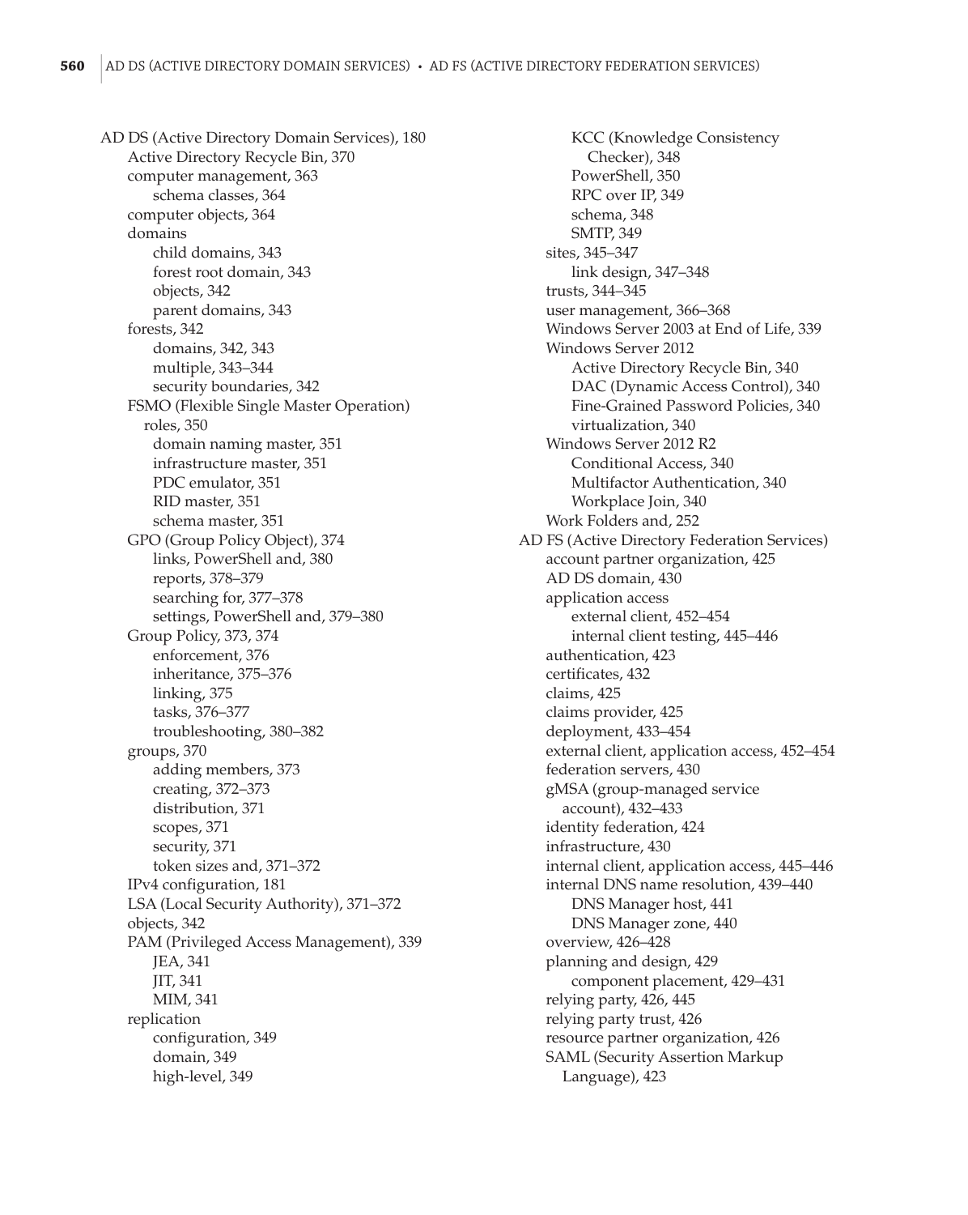AD DS (Active Directory Domain Services), 180
- Active Directory Recycle Bin, 370
- computer management, 363
  - schema classes, 364
- computer objects, 364
- domains
  - child domains, 343
  - forest root domain, 343
  - objects, 342
  - parent domains, 343
- forests, 342
  - domains, 342, 343
  - multiple, 343–344
  - security boundaries, 342
- FSMO (Flexible Single Master Operation) roles, 350
  - domain naming master, 351
  - infrastructure master, 351
  - PDC emulator, 351
  - RID master, 351
  - schema master, 351
- GPO (Group Policy Object), 374
  - links, PowerShell and, 380
  - reports, 378–379
  - searching for, 377–378
  - settings, PowerShell and, 379–380
- Group Policy, 373, 374
  - enforcement, 376
  - inheritance, 375–376
  - linking, 375
  - tasks, 376–377
  - troubleshooting, 380–382
- groups, 370
  - adding members, 373
  - creating, 372–373
  - distribution, 371
  - scopes, 371
  - security, 371
  - token sizes and, 371–372
- IPv4 configuration, 181
- LSA (Local Security Authority), 371–372
- objects, 342
- PAM (Privileged Access Management), 339
  - JEA, 341
  - JIT, 341
  - MIM, 341
- replication
  - configuration, 349
  - domain, 349
  - high-level, 349
  - KCC (Knowledge Consistency Checker), 348
  - PowerShell, 350
  - RPC over IP, 349
  - schema, 348
  - SMTP, 349
- sites, 345–347
  - link design, 347–348
- trusts, 344–345
- user management, 366–368
- Windows Server 2003 at End of Life, 339
- Windows Server 2012
  - Active Directory Recycle Bin, 340
  - DAC (Dynamic Access Control), 340
  - Fine-Grained Password Policies, 340
  - virtualization, 340
- Windows Server 2012 R2
  - Conditional Access, 340
  - Multifactor Authentication, 340
  - Workplace Join, 340
- Work Folders and, 252

AD FS (Active Directory Federation Services)
- account partner organization, 425
- AD DS domain, 430
- application access
  - external client, 452–454
  - internal client testing, 445–446
- authentication, 423
- certificates, 432
- claims, 425
- claims provider, 425
- deployment, 433–454
- external client, application access, 452–454
- federation servers, 430
- gMSA (group-managed service account), 432–433
- identity federation, 424
- infrastructure, 430
- internal client, application access, 445–446
- internal DNS name resolution, 439–440
  - DNS Manager host, 441
  - DNS Manager zone, 440
- overview, 426–428
- planning and design, 429
  - component placement, 429–431
- relying party, 426, 445
- relying party trust, 426
- resource partner organization, 426
- SAML (Security Assertion Markup Language), 423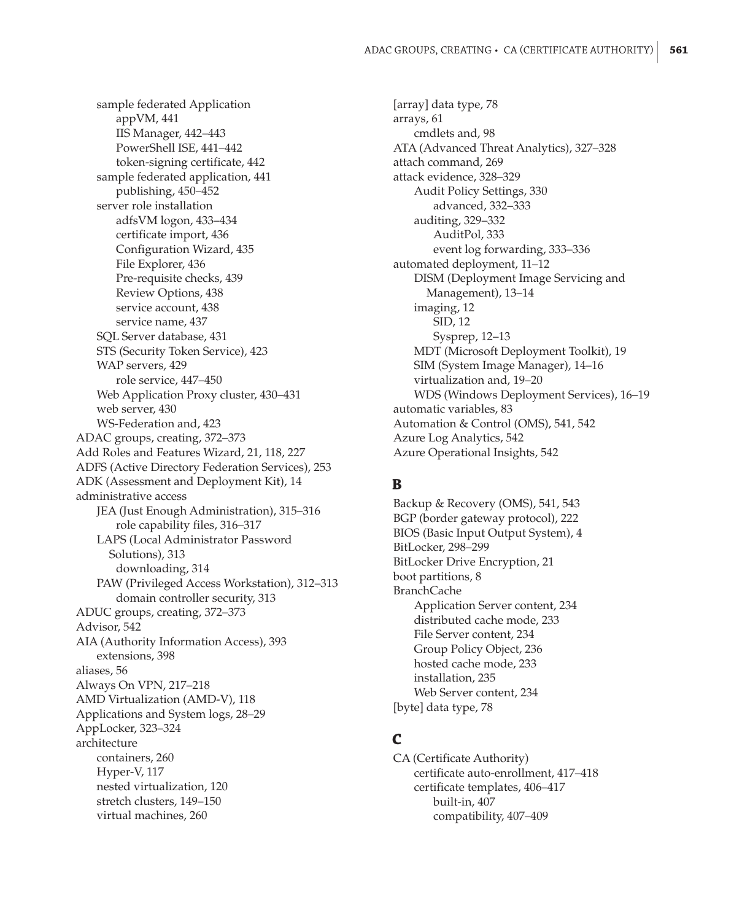sample federated Application
    - appVM, 441
    - IIS Manager, 442–443
    - PowerShell ISE, 441–442
    - token-signing certificate, 442
- sample federated application, 441
    - publishing, 450–452
- server role installation
    - adfsVM logon, 433–434
    - certificate import, 436
    - Configuration Wizard, 435
    - File Explorer, 436
    - Pre-requisite checks, 439
    - Review Options, 438
    - service account, 438
    - service name, 437
- SQL Server database, 431
- STS (Security Token Service), 423
- WAP servers, 429
    - role service, 447–450
- Web Application Proxy cluster, 430–431
- web server, 430
- WS-Federation and, 423

ADAC groups, creating, 372–373
Add Roles and Features Wizard, 21, 118, 227
ADFS (Active Directory Federation Services), 253
ADK (Assessment and Deployment Kit), 14
administrative access
- JEA (Just Enough Administration), 315–316
    - role capability files, 316–317
- LAPS (Local Administrator Password Solutions), 313
    - downloading, 314
- PAW (Privileged Access Workstation), 312–313
    - domain controller security, 313

ADUC groups, creating, 372–373
Advisor, 542
AIA (Authority Information Access), 393
- extensions, 398

aliases, 56
Always On VPN, 217–218
AMD Virtualization (AMD-V), 118
Applications and System logs, 28–29
AppLocker, 323–324
architecture
- containers, 260
- Hyper-V, 117
- nested virtualization, 120
- stretch clusters, 149–150
- virtual machines, 260

[array] data type, 78
arrays, 61
- cmdlets and, 98

ATA (Advanced Threat Analytics), 327–328
attach command, 269
attack evidence, 328–329
- Audit Policy Settings, 330
    - advanced, 332–333
- auditing, 329–332
    - AuditPol, 333
    - event log forwarding, 333–336

automated deployment, 11–12
- DISM (Deployment Image Servicing and Management), 13–14
- imaging, 12
    - SID, 12
    - Sysprep, 12–13
- MDT (Microsoft Deployment Toolkit), 19
- SIM (System Image Manager), 14–16
- virtualization and, 19–20
- WDS (Windows Deployment Services), 16–19

automatic variables, 83
Automation & Control (OMS), 541, 542
Azure Log Analytics, 542
Azure Operational Insights, 542

## B

Backup & Recovery (OMS), 541, 543
BGP (border gateway protocol), 222
BIOS (Basic Input Output System), 4
BitLocker, 298–299
BitLocker Drive Encryption, 21
boot partitions, 8
BranchCache
- Application Server content, 234
- distributed cache mode, 233
- File Server content, 234
- Group Policy Object, 236
- hosted cache mode, 233
- installation, 235
- Web Server content, 234

[byte] data type, 78

## C

CA (Certificate Authority)
- certificate auto-enrollment, 417–418
- certificate templates, 406–417
    - built-in, 407
    - compatibility, 407–409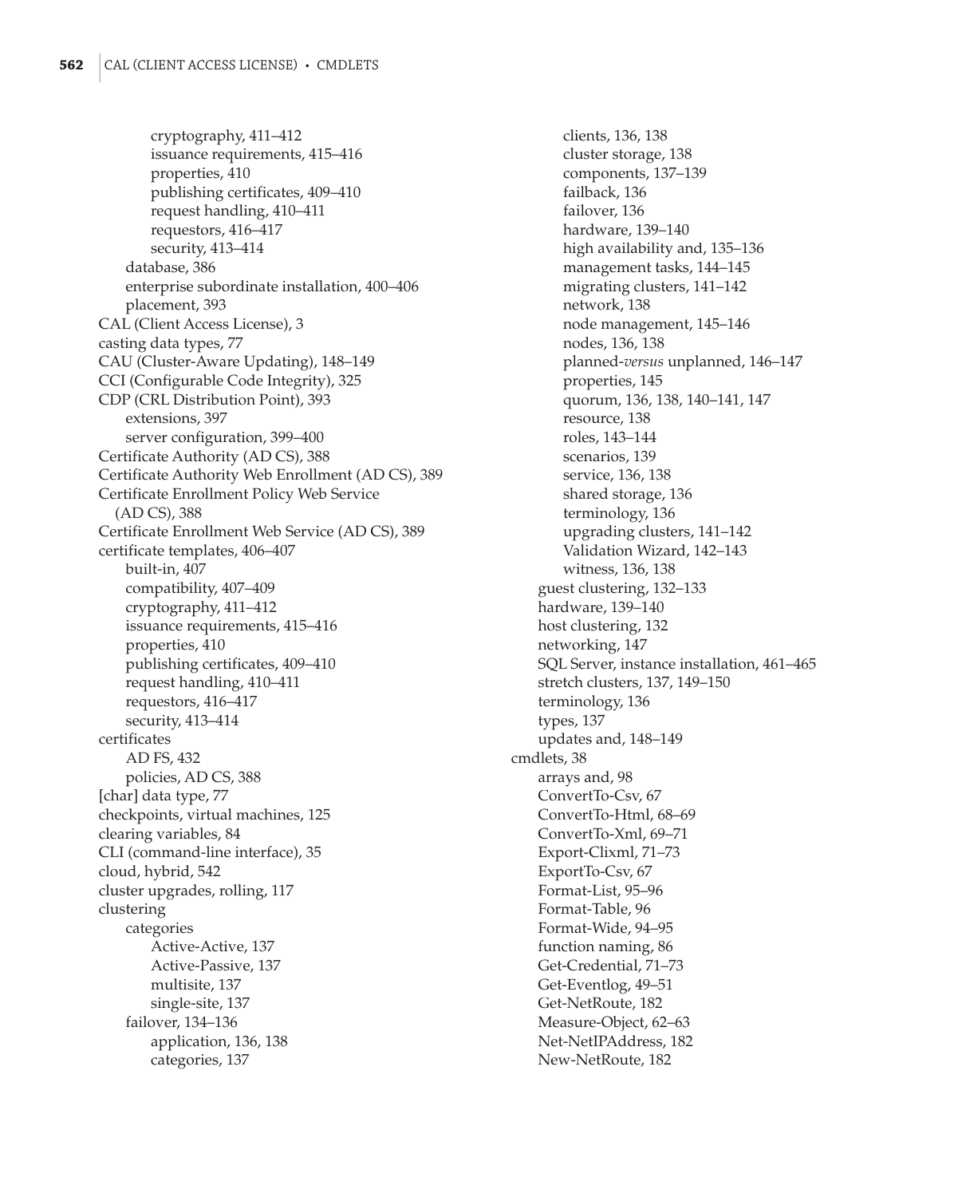cryptography, 411–412
        issuance requirements, 415–416
        properties, 410
        publishing certificates, 409–410
        request handling, 410–411
        requestors, 416–417
        security, 413–414
    database, 386
    enterprise subordinate installation, 400–406
    placement, 393
CAL (Client Access License), 3
casting data types, 77
CAU (Cluster-Aware Updating), 148–149
CCI (Configurable Code Integrity), 325
CDP (CRL Distribution Point), 393
    extensions, 397
    server configuration, 399–400
Certificate Authority (AD CS), 388
Certificate Authority Web Enrollment (AD CS), 389
Certificate Enrollment Policy Web Service (AD CS), 388
Certificate Enrollment Web Service (AD CS), 389
certificate templates, 406–407
    built-in, 407
    compatibility, 407–409
    cryptography, 411–412
    issuance requirements, 415–416
    properties, 410
    publishing certificates, 409–410
    request handling, 410–411
    requestors, 416–417
    security, 413–414
certificates
    AD FS, 432
    policies, AD CS, 388
[char] data type, 77
checkpoints, virtual machines, 125
clearing variables, 84
CLI (command-line interface), 35
cloud, hybrid, 542
cluster upgrades, rolling, 117
clustering
    categories
        Active-Active, 137
        Active-Passive, 137
        multisite, 137
        single-site, 137
    failover, 134–136
        application, 136, 138
        categories, 137
        clients, 136, 138
        cluster storage, 138
        components, 137–139
        failback, 136
        failover, 136
        hardware, 139–140
        high availability and, 135–136
        management tasks, 144–145
        migrating clusters, 141–142
        network, 138
        node management, 145–146
        nodes, 136, 138
        planned-*versus* unplanned, 146–147
        properties, 145
        quorum, 136, 138, 140–141, 147
        resource, 138
        roles, 143–144
        scenarios, 139
        service, 136, 138
        shared storage, 136
        terminology, 136
        upgrading clusters, 141–142
        Validation Wizard, 142–143
        witness, 136, 138
    guest clustering, 132–133
    hardware, 139–140
    host clustering, 132
    networking, 147
    SQL Server, instance installation, 461–465
    stretch clusters, 137, 149–150
    terminology, 136
    types, 137
    updates and, 148–149
cmdlets, 38
    arrays and, 98
    ConvertTo-Csv, 67
    ConvertTo-Html, 68–69
    ConvertTo-Xml, 69–71
    Export-Clixml, 71–73
    ExportTo-Csv, 67
    Format-List, 95–96
    Format-Table, 96
    Format-Wide, 94–95
    function naming, 86
    Get-Credential, 71–73
    Get-Eventlog, 49–51
    Get-NetRoute, 182
    Measure-Object, 62–63
    Net-NetIPAddress, 182
    New-NetRoute, 182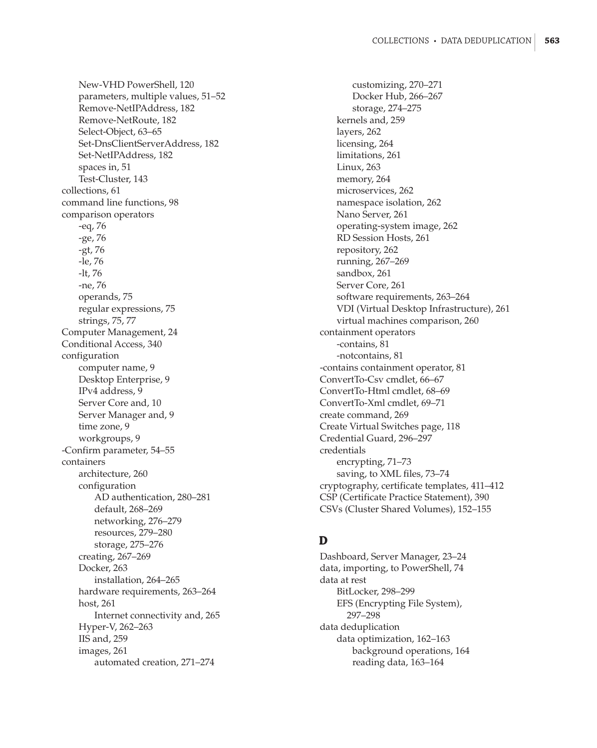- New-VHD PowerShell, 120
  - parameters, multiple values, 51–52
  - Remove-NetIPAddress, 182
  - Remove-NetRoute, 182
  - Select-Object, 63–65
  - Set-DnsClientServerAddress, 182
  - Set-NetIPAddress, 182
  - spaces in, 51
  - Test-Cluster, 143
- collections, 61
- command line functions, 98
- comparison operators
  - -eq, 76
  - -ge, 76
  - -gt, 76
  - -le, 76
  - -lt, 76
  - -ne, 76
  - operands, 75
  - regular expressions, 75
  - strings, 75, 77
- Computer Management, 24
- Conditional Access, 340
- configuration
  - computer name, 9
  - Desktop Enterprise, 9
  - IPv4 address, 9
  - Server Core and, 10
  - Server Manager and, 9
  - time zone, 9
  - workgroups, 9
- -Confirm parameter, 54–55
- containers
  - architecture, 260
  - configuration
    - AD authentication, 280–281
    - default, 268–269
    - networking, 276–279
    - resources, 279–280
    - storage, 275–276
  - creating, 267–269
  - Docker, 263
    - installation, 264–265
  - hardware requirements, 263–264
  - host, 261
    - Internet connectivity and, 265
  - Hyper-V, 262–263
  - IIS and, 259
  - images, 261
    - automated creation, 271–274
    - customizing, 270–271
    - Docker Hub, 266–267
    - storage, 274–275
  - kernels and, 259
  - layers, 262
  - licensing, 264
  - limitations, 261
  - Linux, 263
  - memory, 264
  - microservices, 262
  - namespace isolation, 262
  - Nano Server, 261
  - operating-system image, 262
  - RD Session Hosts, 261
  - repository, 262
  - running, 267–269
  - sandbox, 261
  - Server Core, 261
  - software requirements, 263–264
  - VDI (Virtual Desktop Infrastructure), 261
  - virtual machines comparison, 260
- containment operators
  - -contains, 81
  - -notcontains, 81
- -contains containment operator, 81
- ConvertTo-Csv cmdlet, 66–67
- ConvertTo-Html cmdlet, 68–69
- ConvertTo-Xml cmdlet, 69–71
- create command, 269
- Create Virtual Switches page, 118
- Credential Guard, 296–297
- credentials
  - encrypting, 71–73
  - saving, to XML files, 73–74
- cryptography, certificate templates, 411–412
- CSP (Certificate Practice Statement), 390
- CSVs (Cluster Shared Volumes), 152–155

## D

- Dashboard, Server Manager, 23–24
- data, importing, to PowerShell, 74
- data at rest
  - BitLocker, 298–299
  - EFS (Encrypting File System), 297–298
- data deduplication
  - data optimization, 162–163
    - background operations, 164
    - reading data, 163–164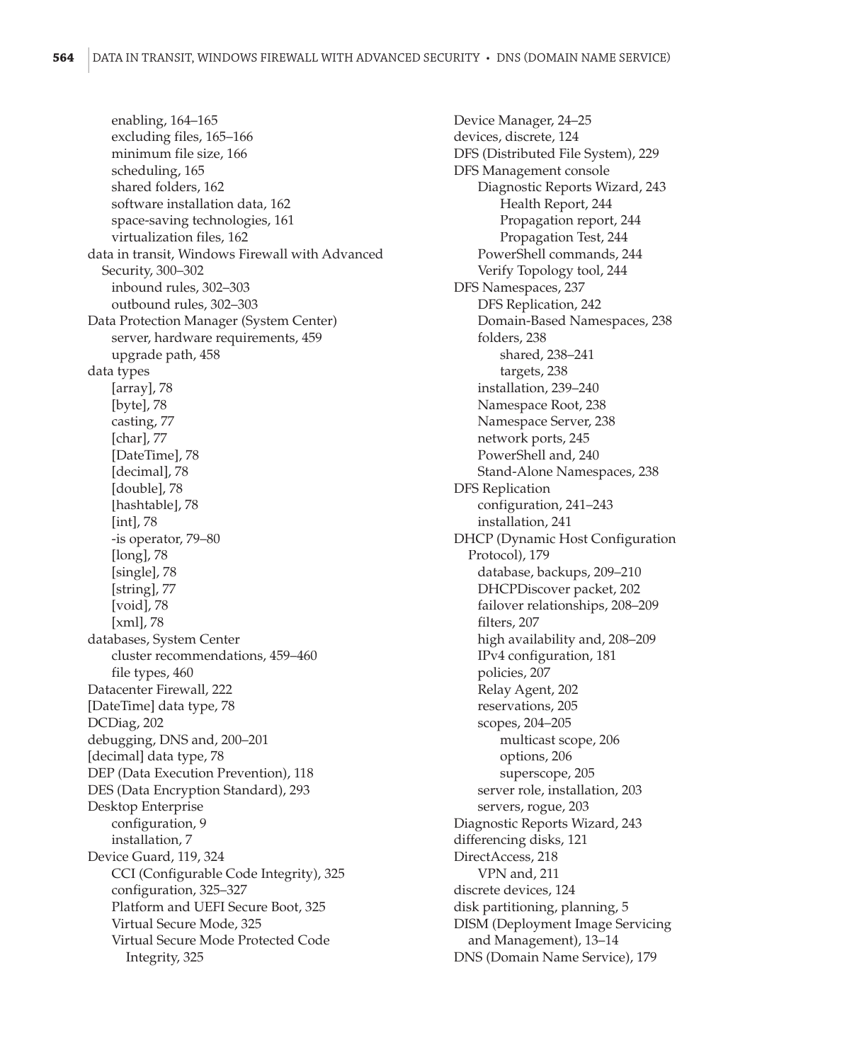enabling, 164–165
excluding files, 165–166
minimum file size, 166
scheduling, 165
shared folders, 162
software installation data, 162
space-saving technologies, 161
virtualization files, 162

data in transit, Windows Firewall with Advanced Security, 300–302
- inbound rules, 302–303
- outbound rules, 302–303

Data Protection Manager (System Center)
- server, hardware requirements, 459
- upgrade path, 458

data types
- [array], 78
- [byte], 78
- casting, 77
- [char], 77
- [DateTime], 78
- [decimal], 78
- [double], 78
- [hashtable], 78
- [int], 78
- -is operator, 79–80
- [long], 78
- [single], 78
- [string], 77
- [void], 78
- [xml], 78

databases, System Center
- cluster recommendations, 459–460
- file types, 460

Datacenter Firewall, 222

[DateTime] data type, 78

DCDiag, 202

debugging, DNS and, 200–201

[decimal] data type, 78

DEP (Data Execution Prevention), 118

DES (Data Encryption Standard), 293

Desktop Enterprise
- configuration, 9
- installation, 7

Device Guard, 119, 324
- CCI (Configurable Code Integrity), 325
- configuration, 325–327
- Platform and UEFI Secure Boot, 325
- Virtual Secure Mode, 325
- Virtual Secure Mode Protected Code Integrity, 325

Device Manager, 24–25

devices, discrete, 124

DFS (Distributed File System), 229

DFS Management console
- Diagnostic Reports Wizard, 243
  - Health Report, 244
  - Propagation report, 244
  - Propagation Test, 244
- PowerShell commands, 244
- Verify Topology tool, 244

DFS Namespaces, 237
- DFS Replication, 242
- Domain-Based Namespaces, 238
- folders, 238
  - shared, 238–241
  - targets, 238
- installation, 239–240
- Namespace Root, 238
- Namespace Server, 238
- network ports, 245
- PowerShell and, 240
- Stand-Alone Namespaces, 238

DFS Replication
- configuration, 241–243
- installation, 241

DHCP (Dynamic Host Configuration Protocol), 179
- database, backups, 209–210
- DHCPDiscover packet, 202
- failover relationships, 208–209
- filters, 207
- high availability and, 208–209
- IPv4 configuration, 181
- policies, 207
- Relay Agent, 202
- reservations, 205
- scopes, 204–205
  - multicast scope, 206
  - options, 206
  - superscope, 205
- server role, installation, 203
- servers, rogue, 203

Diagnostic Reports Wizard, 243

differencing disks, 121

DirectAccess, 218
- VPN and, 211

discrete devices, 124

disk partitioning, planning, 5

DISM (Deployment Image Servicing and Management), 13–14

DNS (Domain Name Service), 179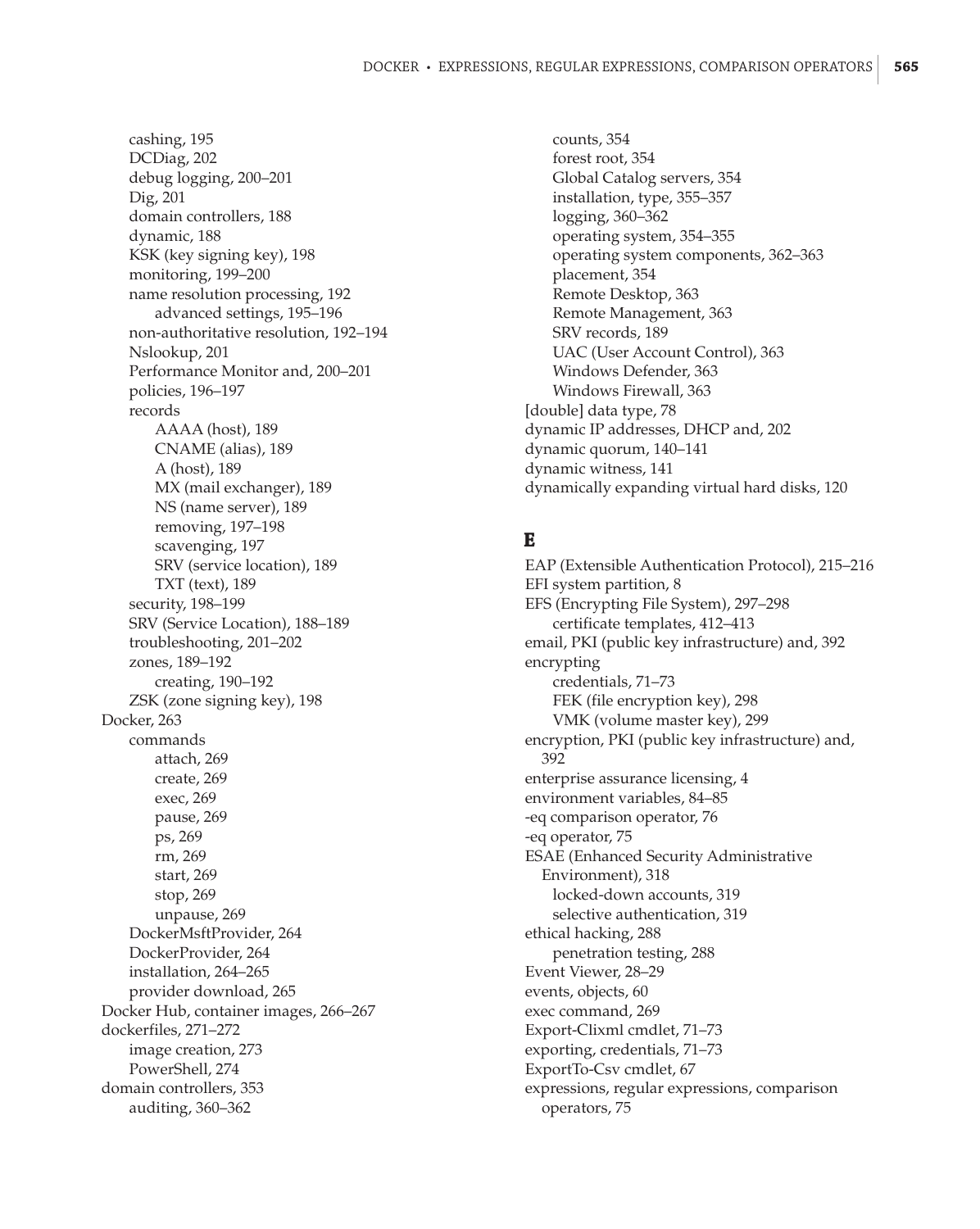cashing, 195
DCDiag, 202
debug logging, 200–201
Dig, 201
domain controllers, 188
dynamic, 188
KSK (key signing key), 198
monitoring, 199–200
name resolution processing, 192
    advanced settings, 195–196
non-authoritative resolution, 192–194
Nslookup, 201
Performance Monitor and, 200–201
policies, 196–197
records
    AAAA (host), 189
    CNAME (alias), 189
    A (host), 189
    MX (mail exchanger), 189
    NS (name server), 189
    removing, 197–198
    scavenging, 197
    SRV (service location), 189
    TXT (text), 189
security, 198–199
SRV (Service Location), 188–189
troubleshooting, 201–202
zones, 189–192
    creating, 190–192
ZSK (zone signing key), 198

Docker, 263
    commands
        attach, 269
        create, 269
        exec, 269
        pause, 269
        ps, 269
        rm, 269
        start, 269
        stop, 269
        unpause, 269
    DockerMsftProvider, 264
    DockerProvider, 264
    installation, 264–265
    provider download, 265
Docker Hub, container images, 266–267
dockerfiles, 271–272
    image creation, 273
    PowerShell, 274
domain controllers, 353
    auditing, 360–362
    counts, 354
    forest root, 354
    Global Catalog servers, 354
    installation, type, 355–357
    logging, 360–362
    operating system, 354–355
    operating system components, 362–363
    placement, 354
    Remote Desktop, 363
    Remote Management, 363
    SRV records, 189
    UAC (User Account Control), 363
    Windows Defender, 363
    Windows Firewall, 363
[double] data type, 78
dynamic IP addresses, DHCP and, 202
dynamic quorum, 140–141
dynamic witness, 141
dynamically expanding virtual hard disks, 120

## E

EAP (Extensible Authentication Protocol), 215–216
EFI system partition, 8
EFS (Encrypting File System), 297–298
    certificate templates, 412–413
email, PKI (public key infrastructure) and, 392
encrypting
    credentials, 71–73
    FEK (file encryption key), 298
    VMK (volume master key), 299
encryption, PKI (public key infrastructure) and, 392
enterprise assurance licensing, 4
environment variables, 84–85
-eq comparison operator, 76
-eq operator, 75
ESAE (Enhanced Security Administrative Environment), 318
    locked-down accounts, 319
    selective authentication, 319
ethical hacking, 288
    penetration testing, 288
Event Viewer, 28–29
events, objects, 60
exec command, 269
Export-Clixml cmdlet, 71–73
exporting, credentials, 71–73
ExportTo-Csv cmdlet, 67
expressions, regular expressions, comparison operators, 75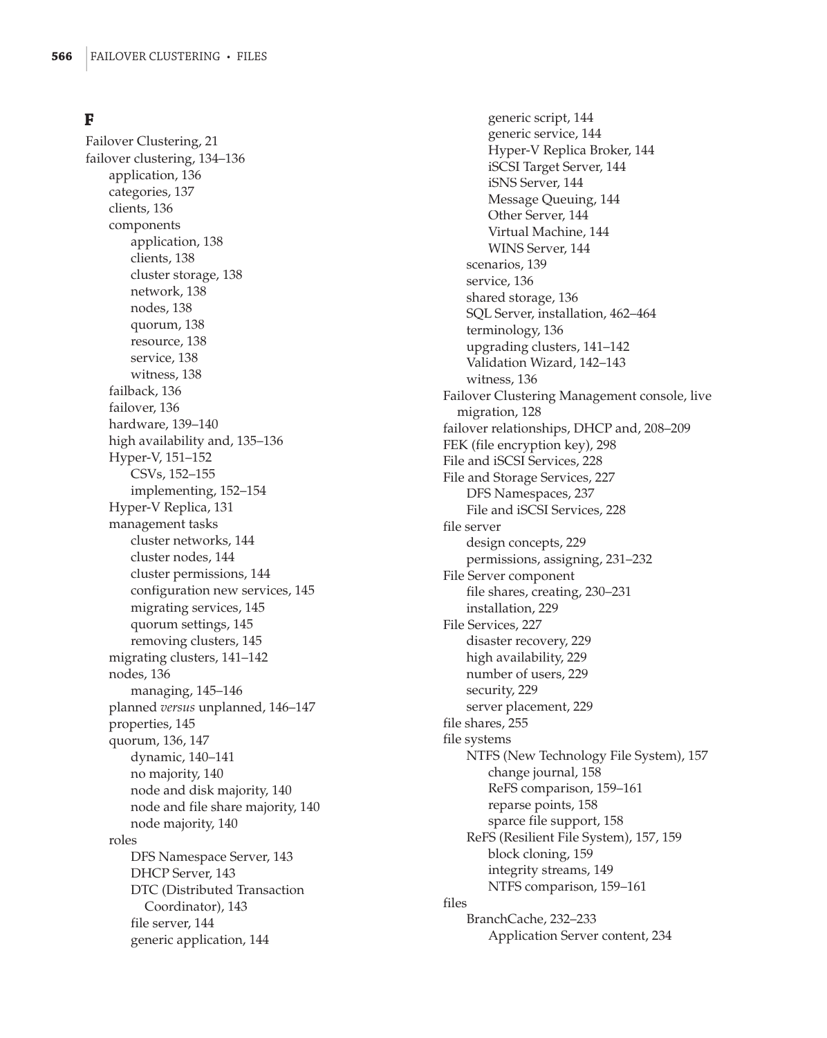# F

- Failover Clustering, 21
- failover clustering, 134–136
  - application, 136
  - categories, 137
  - clients, 136
  - components
    - application, 138
    - clients, 138
    - cluster storage, 138
    - network, 138
    - nodes, 138
    - quorum, 138
    - resource, 138
    - service, 138
    - witness, 138
  - failback, 136
  - failover, 136
  - hardware, 139–140
  - high availability and, 135–136
  - Hyper-V, 151–152
    - CSVs, 152–155
    - implementing, 152–154
  - Hyper-V Replica, 131
  - management tasks
    - cluster networks, 144
    - cluster nodes, 144
    - cluster permissions, 144
    - configuration new services, 145
    - migrating services, 145
    - quorum settings, 145
    - removing clusters, 145
  - migrating clusters, 141–142
  - nodes, 136
    - managing, 145–146
  - planned *versus* unplanned, 146–147
  - properties, 145
  - quorum, 136, 147
    - dynamic, 140–141
    - no majority, 140
    - node and disk majority, 140
    - node and file share majority, 140
    - node majority, 140
  - roles
    - DFS Namespace Server, 143
    - DHCP Server, 143
    - DTC (Distributed Transaction Coordinator), 143
    - file server, 144
    - generic application, 144
    - generic script, 144
    - generic service, 144
    - Hyper-V Replica Broker, 144
    - iSCSI Target Server, 144
    - iSNS Server, 144
    - Message Queuing, 144
    - Other Server, 144
    - Virtual Machine, 144
    - WINS Server, 144
  - scenarios, 139
  - service, 136
  - shared storage, 136
  - SQL Server, installation, 462–464
  - terminology, 136
  - upgrading clusters, 141–142
  - Validation Wizard, 142–143
  - witness, 136
- Failover Clustering Management console, live migration, 128
- failover relationships, DHCP and, 208–209
- FEK (file encryption key), 298
- File and iSCSI Services, 228
- File and Storage Services, 227
  - DFS Namespaces, 237
  - File and iSCSI Services, 228
- file server
  - design concepts, 229
  - permissions, assigning, 231–232
- File Server component
  - file shares, creating, 230–231
  - installation, 229
- File Services, 227
  - disaster recovery, 229
  - high availability, 229
  - number of users, 229
  - security, 229
  - server placement, 229
- file shares, 255
- file systems
  - NTFS (New Technology File System), 157
    - change journal, 158
    - ReFS comparison, 159–161
    - reparse points, 158
    - sparce file support, 158
  - ReFS (Resilient File System), 157, 159
    - block cloning, 159
    - integrity streams, 149
    - NTFS comparison, 159–161
- files
  - BranchCache, 232–233
    - Application Server content, 234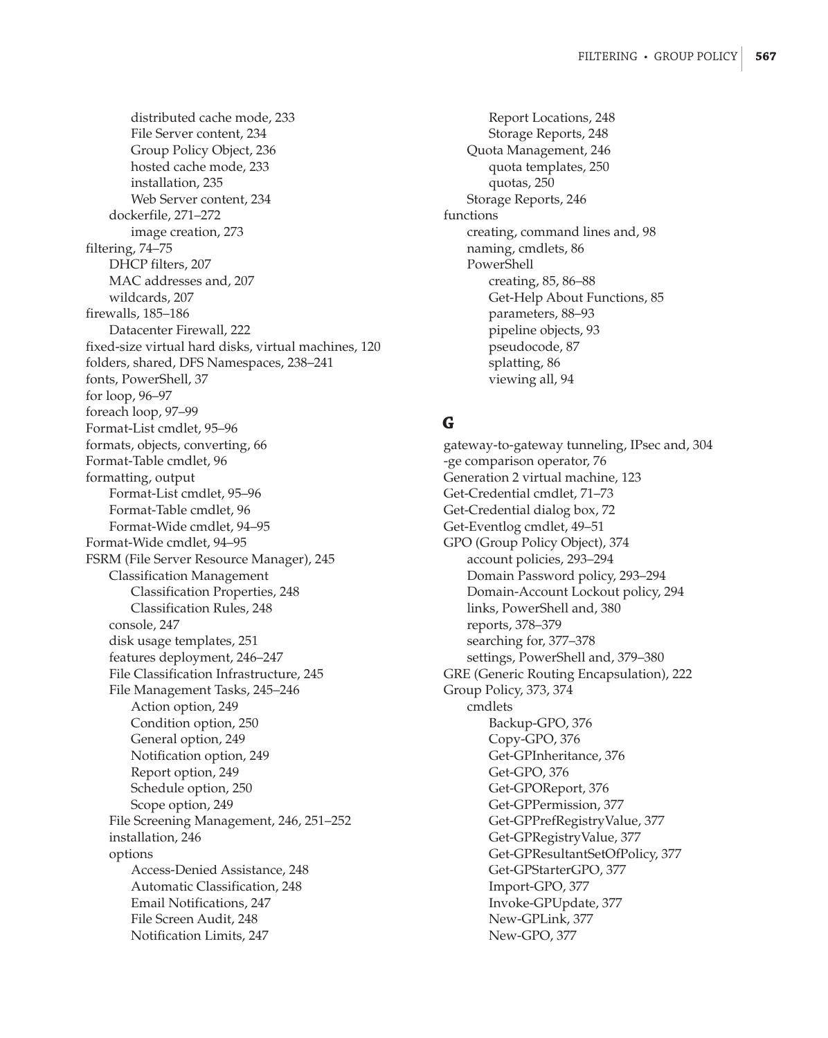distributed cache mode, 233
File Server content, 234
Group Policy Object, 236
hosted cache mode, 233
installation, 235
Web Server content, 234
dockerfile, 271–272
image creation, 273
filtering, 74–75
DHCP filters, 207
MAC addresses and, 207
wildcards, 207
firewalls, 185–186
Datacenter Firewall, 222
fixed-size virtual hard disks, virtual machines, 120
folders, shared, DFS Namespaces, 238–241
fonts, PowerShell, 37
for loop, 96–97
foreach loop, 97–99
Format-List cmdlet, 95–96
formats, objects, converting, 66
Format-Table cmdlet, 96
formatting, output
Format-List cmdlet, 95–96
Format-Table cmdlet, 96
Format-Wide cmdlet, 94–95
Format-Wide cmdlet, 94–95
FSRM (File Server Resource Manager), 245
Classification Management
Classification Properties, 248
Classification Rules, 248
console, 247
disk usage templates, 251
features deployment, 246–247
File Classification Infrastructure, 245
File Management Tasks, 245–246
Action option, 249
Condition option, 250
General option, 249
Notification option, 249
Report option, 249
Schedule option, 250
Scope option, 249
File Screening Management, 246, 251–252
installation, 246
options
Access-Denied Assistance, 248
Automatic Classification, 248
Email Notifications, 247
File Screen Audit, 248
Notification Limits, 247
Report Locations, 248
Storage Reports, 248
Quota Management, 246
quota templates, 250
quotas, 250
Storage Reports, 246
functions
creating, command lines and, 98
naming, cmdlets, 86
PowerShell
creating, 85, 86–88
Get-Help About Functions, 85
parameters, 88–93
pipeline objects, 93
pseudocode, 87
splatting, 86
viewing all, 94

## G

gateway-to-gateway tunneling, IPsec and, 304
-ge comparison operator, 76
Generation 2 virtual machine, 123
Get-Credential cmdlet, 71–73
Get-Credential dialog box, 72
Get-Eventlog cmdlet, 49–51
GPO (Group Policy Object), 374
account policies, 293–294
Domain Password policy, 293–294
Domain-Account Lockout policy, 294
links, PowerShell and, 380
reports, 378–379
searching for, 377–378
settings, PowerShell and, 379–380
GRE (Generic Routing Encapsulation), 222
Group Policy, 373, 374
cmdlets
Backup-GPO, 376
Copy-GPO, 376
Get-GPInheritance, 376
Get-GPO, 376
Get-GPOReport, 376
Get-GPPermission, 377
Get-GPPrefRegistryValue, 377
Get-GPRegistryValue, 377
Get-GPResultantSetOfPolicy, 377
Get-GPStarterGPO, 377
Import-GPO, 377
Invoke-GPUpdate, 377
New-GPLink, 377
New-GPO, 377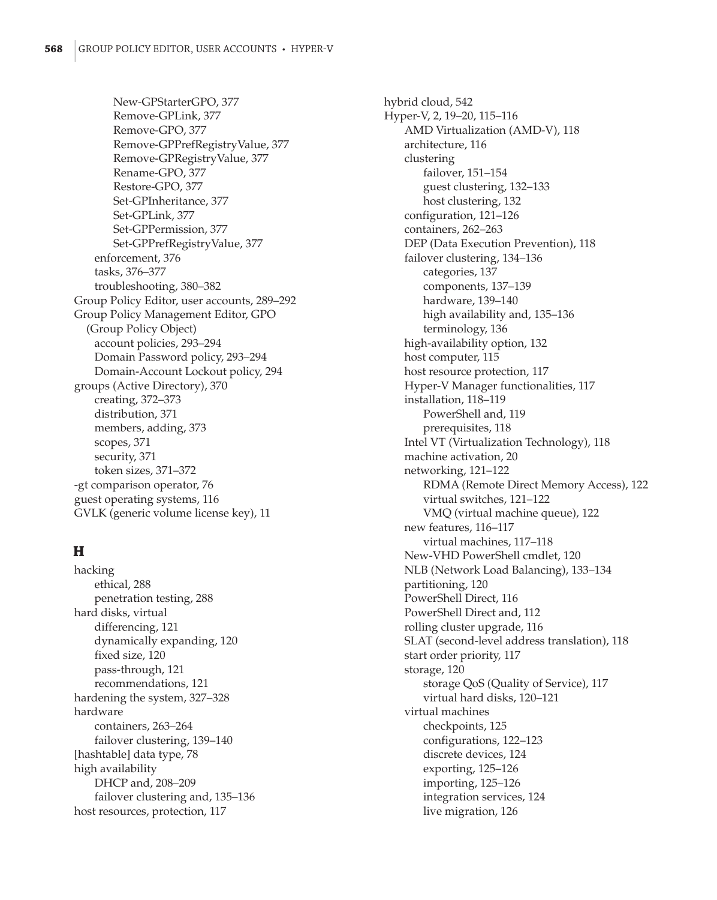- New-GPStarterGPO, 377
    - Remove-GPLink, 377
    - Remove-GPO, 377
    - Remove-GPPrefRegistryValue, 377
    - Remove-GPRegistryValue, 377
    - Rename-GPO, 377
    - Restore-GPO, 377
    - Set-GPInheritance, 377
    - Set-GPLink, 377
    - Set-GPPermission, 377
    - Set-GPPrefRegistryValue, 377
  - enforcement, 376
  - tasks, 376–377
  - troubleshooting, 380–382
- Group Policy Editor, user accounts, 289–292
- Group Policy Management Editor, GPO (Group Policy Object)
  - account policies, 293–294
  - Domain Password policy, 293–294
  - Domain-Account Lockout policy, 294
- groups (Active Directory), 370
  - creating, 372–373
  - distribution, 371
  - members, adding, 373
  - scopes, 371
  - security, 371
  - token sizes, 371–372
- -gt comparison operator, 76
- guest operating systems, 116
- GVLK (generic volume license key), 11

## H

- hacking
  - ethical, 288
  - penetration testing, 288
- hard disks, virtual
  - differencing, 121
  - dynamically expanding, 120
  - fixed size, 120
  - pass-through, 121
  - recommendations, 121
- hardening the system, 327–328
- hardware
  - containers, 263–264
  - failover clustering, 139–140
- [hashtable] data type, 78
- high availability
  - DHCP and, 208–209
  - failover clustering and, 135–136
- host resources, protection, 117
- hybrid cloud, 542
- Hyper-V, 2, 19–20, 115–116
  - AMD Virtualization (AMD-V), 118
  - architecture, 116
  - clustering
    - failover, 151–154
    - guest clustering, 132–133
    - host clustering, 132
  - configuration, 121–126
  - containers, 262–263
  - DEP (Data Execution Prevention), 118
  - failover clustering, 134–136
    - categories, 137
    - components, 137–139
    - hardware, 139–140
    - high availability and, 135–136
    - terminology, 136
  - high-availability option, 132
  - host computer, 115
  - host resource protection, 117
  - Hyper-V Manager functionalities, 117
  - installation, 118–119
    - PowerShell and, 119
    - prerequisites, 118
  - Intel VT (Virtualization Technology), 118
  - machine activation, 20
  - networking, 121–122
    - RDMA (Remote Direct Memory Access), 122
    - virtual switches, 121–122
    - VMQ (virtual machine queue), 122
  - new features, 116–117
    - virtual machines, 117–118
  - New-VHD PowerShell cmdlet, 120
  - NLB (Network Load Balancing), 133–134
  - partitioning, 120
  - PowerShell Direct, 116
  - PowerShell Direct and, 112
  - rolling cluster upgrade, 116
  - SLAT (second-level address translation), 118
  - start order priority, 117
  - storage, 120
    - storage QoS (Quality of Service), 117
    - virtual hard disks, 120–121
  - virtual machines
    - checkpoints, 125
    - configurations, 122–123
    - discrete devices, 124
    - exporting, 125–126
    - importing, 125–126
    - integration services, 124
    - live migration, 126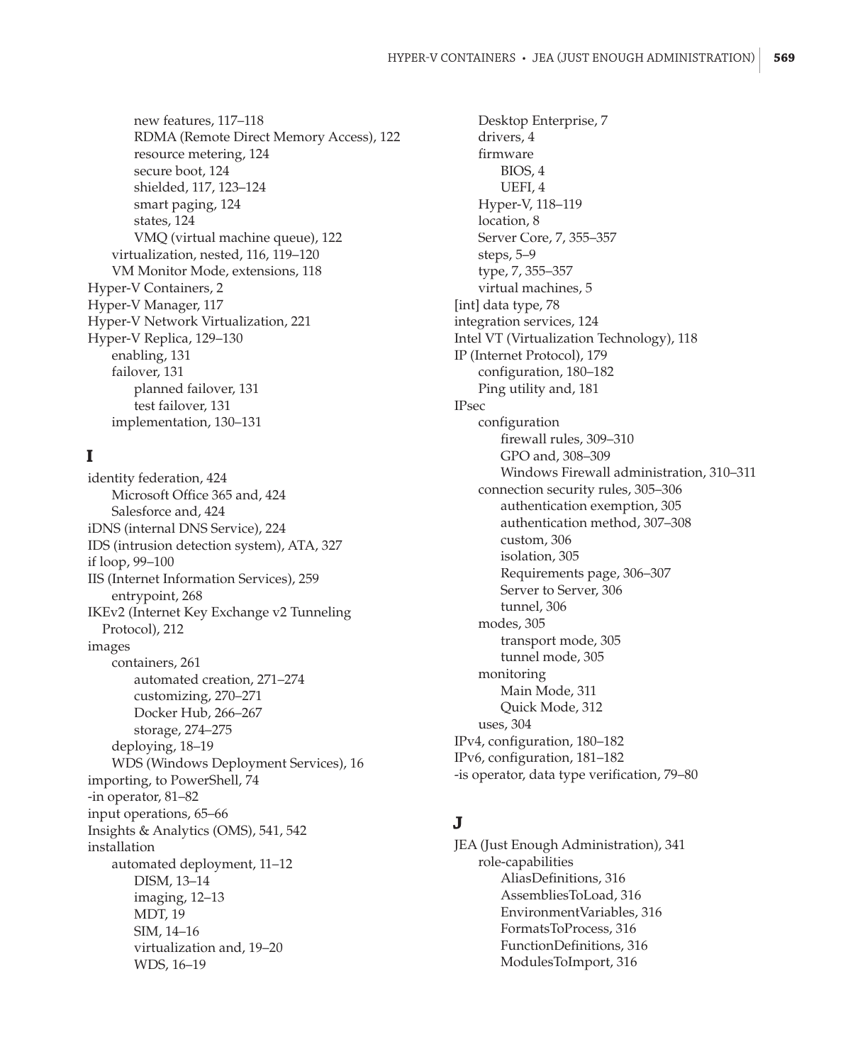new features, 117–118
RDMA (Remote Direct Memory Access), 122
resource metering, 124
secure boot, 124
shielded, 117, 123–124
smart paging, 124
states, 124
VMQ (virtual machine queue), 122
virtualization, nested, 116, 119–120
VM Monitor Mode, extensions, 118
Hyper-V Containers, 2
Hyper-V Manager, 117
Hyper-V Network Virtualization, 221
Hyper-V Replica, 129–130
enabling, 131
failover, 131
planned failover, 131
test failover, 131
implementation, 130–131

## I

identity federation, 424
Microsoft Office 365 and, 424
Salesforce and, 424
iDNS (internal DNS Service), 224
IDS (intrusion detection system), ATA, 327
if loop, 99–100
IIS (Internet Information Services), 259
entrypoint, 268
IKEv2 (Internet Key Exchange v2 Tunneling Protocol), 212
images
containers, 261
automated creation, 271–274
customizing, 270–271
Docker Hub, 266–267
storage, 274–275
deploying, 18–19
WDS (Windows Deployment Services), 16
importing, to PowerShell, 74
-in operator, 81–82
input operations, 65–66
Insights & Analytics (OMS), 541, 542
installation
automated deployment, 11–12
DISM, 13–14
imaging, 12–13
MDT, 19
SIM, 14–16
virtualization and, 19–20
WDS, 16–19
Desktop Enterprise, 7
drivers, 4
firmware
BIOS, 4
UEFI, 4
Hyper-V, 118–119
location, 8
Server Core, 7, 355–357
steps, 5–9
type, 7, 355–357
virtual machines, 5
[int] data type, 78
integration services, 124
Intel VT (Virtualization Technology), 118
IP (Internet Protocol), 179
configuration, 180–182
Ping utility and, 181
IPsec
configuration
firewall rules, 309–310
GPO and, 308–309
Windows Firewall administration, 310–311
connection security rules, 305–306
authentication exemption, 305
authentication method, 307–308
custom, 306
isolation, 305
Requirements page, 306–307
Server to Server, 306
tunnel, 306
modes, 305
transport mode, 305
tunnel mode, 305
monitoring
Main Mode, 311
Quick Mode, 312
uses, 304
IPv4, configuration, 180–182
IPv6, configuration, 181–182
-is operator, data type verification, 79–80

## J

JEA (Just Enough Administration), 341
role-capabilities
AliasDefinitions, 316
AssembliesToLoad, 316
EnvironmentVariables, 316
FormatsToProcess, 316
FunctionDefinitions, 316
ModulesToImport, 316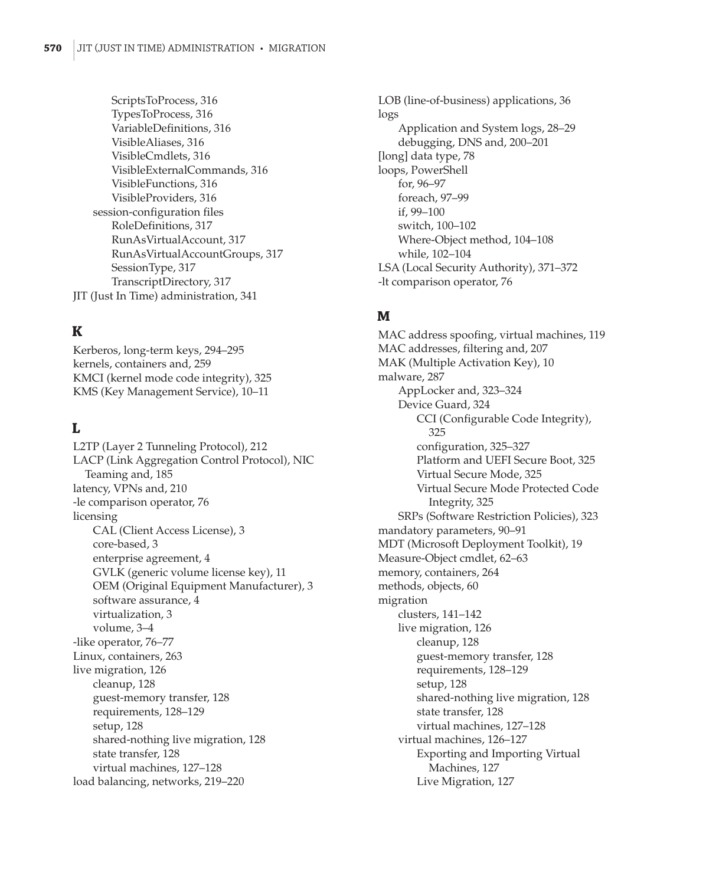ScriptsToProcess, 316
TypesToProcess, 316
VariableDefinitions, 316
VisibleAliases, 316
VisibleCmdlets, 316
VisibleExternalCommands, 316
VisibleFunctions, 316
VisibleProviders, 316
session-configuration files
RoleDefinitions, 317
RunAsVirtualAccount, 317
RunAsVirtualAccountGroups, 317
SessionType, 317
TranscriptDirectory, 317
JIT (Just In Time) administration, 341

## K

Kerberos, long-term keys, 294–295
kernels, containers and, 259
KMCI (kernel mode code integrity), 325
KMS (Key Management Service), 10–11

## L

L2TP (Layer 2 Tunneling Protocol), 212
LACP (Link Aggregation Control Protocol), NIC Teaming and, 185
latency, VPNs and, 210
-le comparison operator, 76
licensing
CAL (Client Access License), 3
core-based, 3
enterprise agreement, 4
GVLK (generic volume license key), 11
OEM (Original Equipment Manufacturer), 3
software assurance, 4
virtualization, 3
volume, 3–4
-like operator, 76–77
Linux, containers, 263
live migration, 126
cleanup, 128
guest-memory transfer, 128
requirements, 128–129
setup, 128
shared-nothing live migration, 128
state transfer, 128
virtual machines, 127–128
load balancing, networks, 219–220
LOB (line-of-business) applications, 36
logs
Application and System logs, 28–29
debugging, DNS and, 200–201
[long] data type, 78
loops, PowerShell
for, 96–97
foreach, 97–99
if, 99–100
switch, 100–102
Where-Object method, 104–108
while, 102–104
LSA (Local Security Authority), 371–372
-lt comparison operator, 76

## M

MAC address spoofing, virtual machines, 119
MAC addresses, filtering and, 207
MAK (Multiple Activation Key), 10
malware, 287
AppLocker and, 323–324
Device Guard, 324
CCI (Configurable Code Integrity), 325
configuration, 325–327
Platform and UEFI Secure Boot, 325
Virtual Secure Mode, 325
Virtual Secure Mode Protected Code Integrity, 325
SRPs (Software Restriction Policies), 323
mandatory parameters, 90–91
MDT (Microsoft Deployment Toolkit), 19
Measure-Object cmdlet, 62–63
memory, containers, 264
methods, objects, 60
migration
clusters, 141–142
live migration, 126
cleanup, 128
guest-memory transfer, 128
requirements, 128–129
setup, 128
shared-nothing live migration, 128
state transfer, 128
virtual machines, 127–128
virtual machines, 126–127
Exporting and Importing Virtual Machines, 127
Live Migration, 127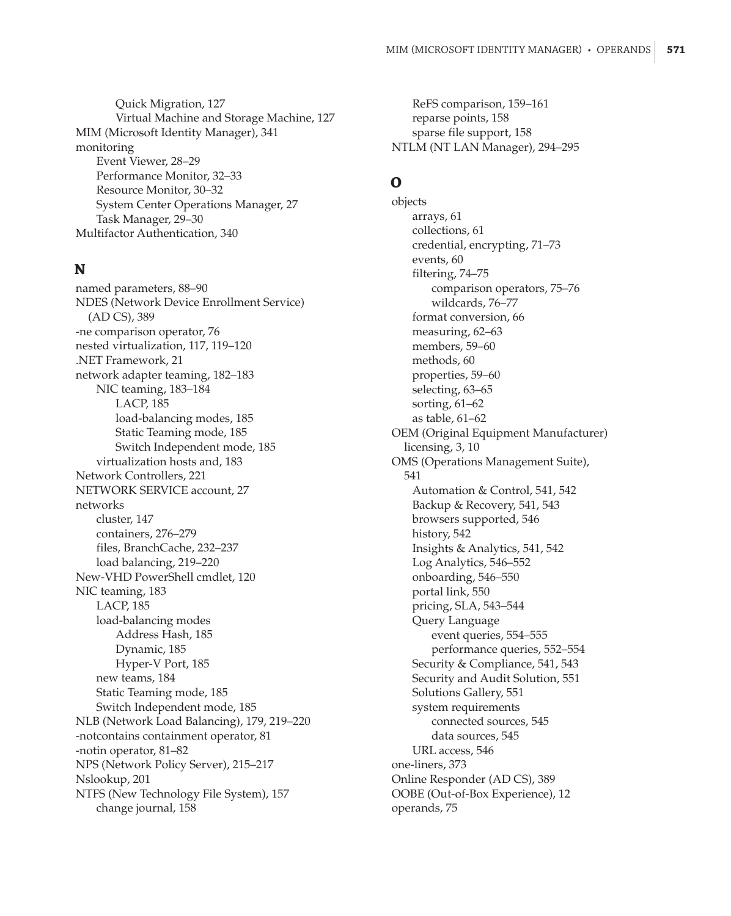Quick Migration, 127
Virtual Machine and Storage Machine, 127
MIM (Microsoft Identity Manager), 341
monitoring
Event Viewer, 28–29
Performance Monitor, 32–33
Resource Monitor, 30–32
System Center Operations Manager, 27
Task Manager, 29–30
Multifactor Authentication, 340

## N

named parameters, 88–90
NDES (Network Device Enrollment Service) (AD CS), 389
-ne comparison operator, 76
nested virtualization, 117, 119–120
.NET Framework, 21
network adapter teaming, 182–183
NIC teaming, 183–184
LACP, 185
load-balancing modes, 185
Static Teaming mode, 185
Switch Independent mode, 185
virtualization hosts and, 183
Network Controllers, 221
NETWORK SERVICE account, 27
networks
cluster, 147
containers, 276–279
files, BranchCache, 232–237
load balancing, 219–220
New-VHD PowerShell cmdlet, 120
NIC teaming, 183
LACP, 185
load-balancing modes
Address Hash, 185
Dynamic, 185
Hyper-V Port, 185
new teams, 184
Static Teaming mode, 185
Switch Independent mode, 185
NLB (Network Load Balancing), 179, 219–220
-notcontains containment operator, 81
-notin operator, 81–82
NPS (Network Policy Server), 215–217
Nslookup, 201
NTFS (New Technology File System), 157
change journal, 158
ReFS comparison, 159–161
reparse points, 158
sparse file support, 158
NTLM (NT LAN Manager), 294–295

## O

objects
arrays, 61
collections, 61
credential, encrypting, 71–73
events, 60
filtering, 74–75
comparison operators, 75–76
wildcards, 76–77
format conversion, 66
measuring, 62–63
members, 59–60
methods, 60
properties, 59–60
selecting, 63–65
sorting, 61–62
as table, 61–62
OEM (Original Equipment Manufacturer) licensing, 3, 10
OMS (Operations Management Suite), 541
Automation & Control, 541, 542
Backup & Recovery, 541, 543
browsers supported, 546
history, 542
Insights & Analytics, 541, 542
Log Analytics, 546–552
onboarding, 546–550
portal link, 550
pricing, SLA, 543–544
Query Language
event queries, 554–555
performance queries, 552–554
Security & Compliance, 541, 543
Security and Audit Solution, 551
Solutions Gallery, 551
system requirements
connected sources, 545
data sources, 545
URL access, 546
one-liners, 373
Online Responder (AD CS), 389
OOBE (Out-of-Box Experience), 12
operands, 75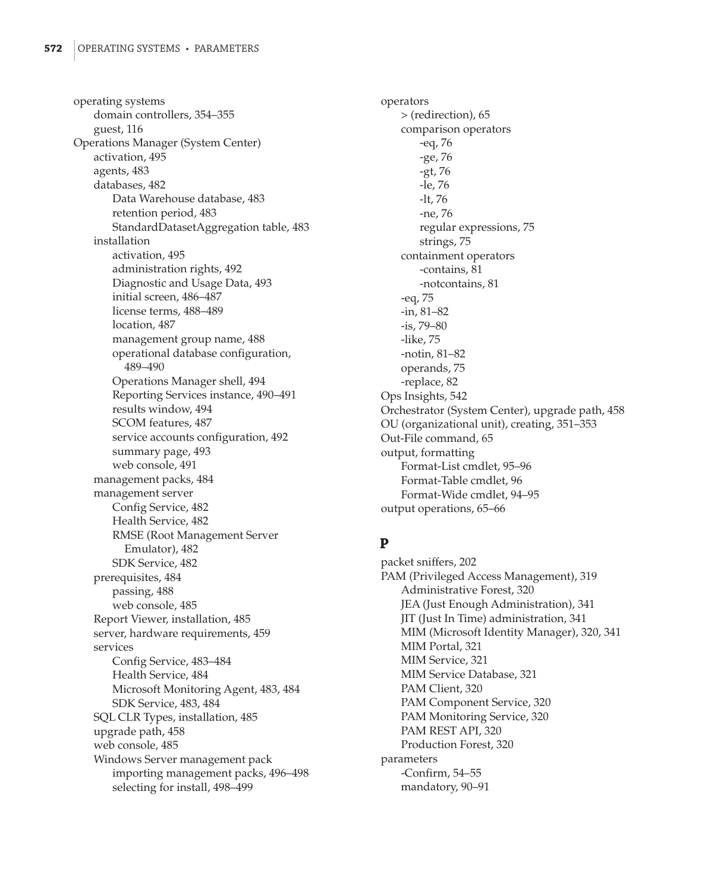operating systems
- domain controllers, 354–355
- guest, 116

Operations Manager (System Center)
- activation, 495
- agents, 483
- databases, 482
  - Data Warehouse database, 483
  - retention period, 483
  - StandardDatasetAggregation table, 483
- installation
  - activation, 495
  - administration rights, 492
  - Diagnostic and Usage Data, 493
  - initial screen, 486–487
  - license terms, 488–489
  - location, 487
  - management group name, 488
  - operational database configuration, 489–490
  - Operations Manager shell, 494
  - Reporting Services instance, 490–491
  - results window, 494
  - SCOM features, 487
  - service accounts configuration, 492
  - summary page, 493
  - web console, 491
- management packs, 484
- management server
  - Config Service, 482
  - Health Service, 482
  - RMSE (Root Management Server Emulator), 482
  - SDK Service, 482
- prerequisites, 484
  - passing, 488
  - web console, 485
- Report Viewer, installation, 485
- server, hardware requirements, 459
- services
  - Config Service, 483–484
  - Health Service, 484
  - Microsoft Monitoring Agent, 483, 484
  - SDK Service, 483, 484
- SQL CLR Types, installation, 485
- upgrade path, 458
- web console, 485
- Windows Server management pack
  - importing management packs, 496–498
  - selecting for install, 498–499

operators
- > (redirection), 65
- comparison operators
  - -eq, 76
  - -ge, 76
  - -gt, 76
  - -le, 76
  - -lt, 76
  - -ne, 76
  - regular expressions, 75
  - strings, 75
- containment operators
  - -contains, 81
  - -notcontains, 81
- -eq, 75
- -in, 81–82
- -is, 79–80
- -like, 75
- -notin, 81–82
- operands, 75
- -replace, 82

Ops Insights, 542

Orchestrator (System Center), upgrade path, 458

OU (organizational unit), creating, 351–353

Out-File command, 65

output, formatting
- Format-List cmdlet, 95–96
- Format-Table cmdlet, 96
- Format-Wide cmdlet, 94–95

output operations, 65–66

## P

packet sniffers, 202

PAM (Privileged Access Management), 319
- Administrative Forest, 320
- JEA (Just Enough Administration), 341
- JIT (Just In Time) administration, 341
- MIM (Microsoft Identity Manager), 320, 341
- MIM Portal, 321
- MIM Service, 321
- MIM Service Database, 321
- PAM Client, 320
- PAM Component Service, 320
- PAM Monitoring Service, 320
- PAM REST API, 320
- Production Forest, 320

parameters
- -Confirm, 54–55
- mandatory, 90–91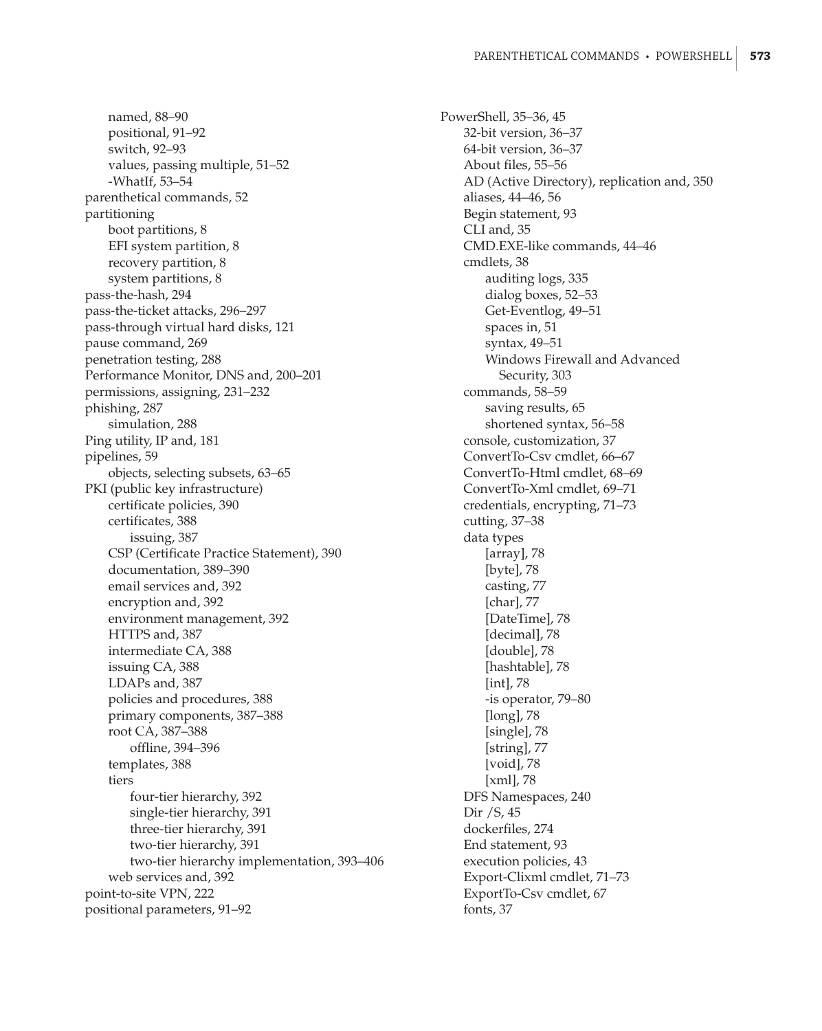- named, 88–90
- positional, 91–92
- switch, 92–93
- values, passing multiple, 51–52
- -WhatIf, 53–54

parenthetical commands, 52

partitioning
- boot partitions, 8
- EFI system partition, 8
- recovery partition, 8
- system partitions, 8

pass-the-hash, 294

pass-the-ticket attacks, 296–297

pass-through virtual hard disks, 121

pause command, 269

penetration testing, 288

Performance Monitor, DNS and, 200–201

permissions, assigning, 231–232

phishing, 287
- simulation, 288

Ping utility, IP and, 181

pipelines, 59
- objects, selecting subsets, 63–65

PKI (public key infrastructure)
- certificate policies, 390
- certificates, 388
  - issuing, 387
- CSP (Certificate Practice Statement), 390
- documentation, 389–390
- email services and, 392
- encryption and, 392
- environment management, 392
- HTTPS and, 387
- intermediate CA, 388
- issuing CA, 388
- LDAPs and, 387
- policies and procedures, 388
- primary components, 387–388
- root CA, 387–388
  - offline, 394–396
- templates, 388
- tiers
  - four-tier hierarchy, 392
  - single-tier hierarchy, 391
  - three-tier hierarchy, 391
  - two-tier hierarchy, 391
  - two-tier hierarchy implementation, 393–406
- web services and, 392

point-to-site VPN, 222

positional parameters, 91–92

PowerShell, 35–36, 45
- 32-bit version, 36–37
- 64-bit version, 36–37
- About files, 55–56
- AD (Active Directory), replication and, 350
- aliases, 44–46, 56
- Begin statement, 93
- CLI and, 35
- CMD.EXE-like commands, 44–46
- cmdlets, 38
  - auditing logs, 335
  - dialog boxes, 52–53
  - Get-Eventlog, 49–51
  - spaces in, 51
  - syntax, 49–51
  - Windows Firewall and Advanced Security, 303
- commands, 58–59
  - saving results, 65
  - shortened syntax, 56–58
- console, customization, 37
- ConvertTo-Csv cmdlet, 66–67
- ConvertTo-Html cmdlet, 68–69
- ConvertTo-Xml cmdlet, 69–71
- credentials, encrypting, 71–73
- cutting, 37–38
- data types
  - [array], 78
  - [byte], 78
  - casting, 77
  - [char], 77
  - [DateTime], 78
  - [decimal], 78
  - [double], 78
  - [hashtable], 78
  - [int], 78
  - -is operator, 79–80
  - [long], 78
  - [single], 78
  - [string], 77
  - [void], 78
  - [xml], 78
- DFS Namespaces, 240
- Dir /S, 45
- dockerfiles, 274
- End statement, 93
- execution policies, 43
- Export-Clixml cmdlet, 71–73
- ExportTo-Csv cmdlet, 67
- fonts, 37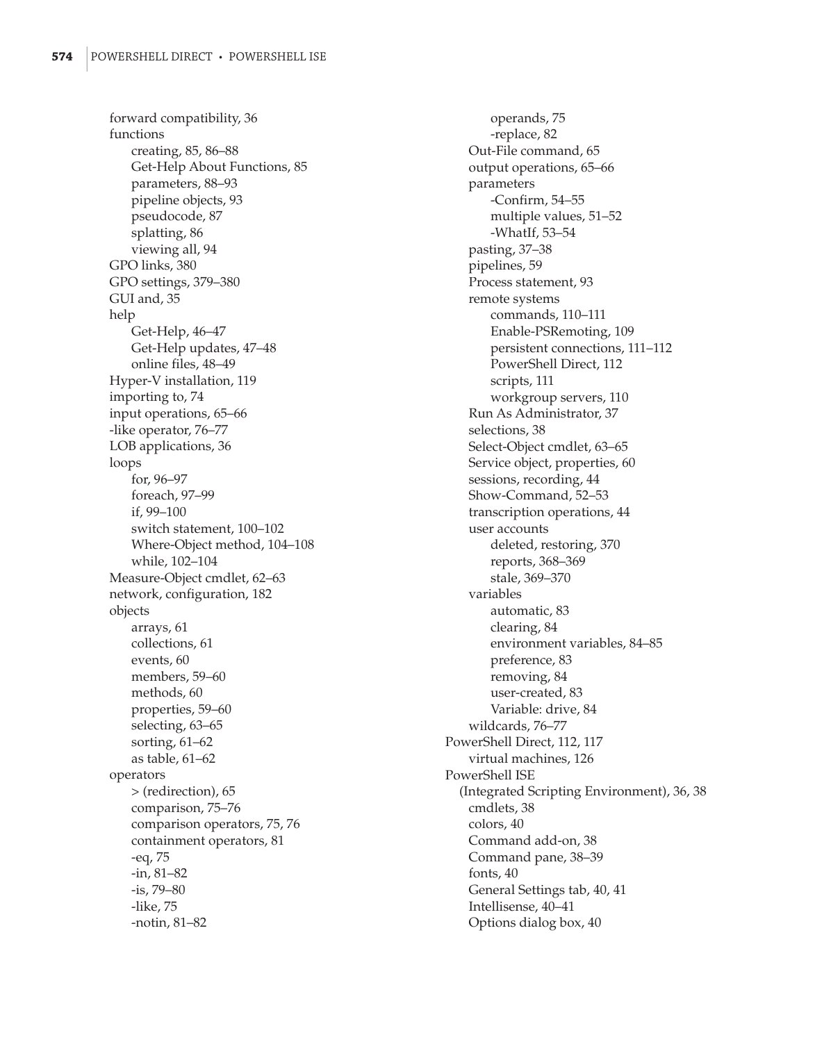forward compatibility, 36
functions
    creating, 85, 86–88
    Get-Help About Functions, 85
    parameters, 88–93
    pipeline objects, 93
    pseudocode, 87
    splatting, 86
    viewing all, 94
GPO links, 380
GPO settings, 379–380
GUI and, 35
help
    Get-Help, 46–47
    Get-Help updates, 47–48
    online files, 48–49
Hyper-V installation, 119
importing to, 74
input operations, 65–66
-like operator, 76–77
LOB applications, 36
loops
    for, 96–97
    foreach, 97–99
    if, 99–100
    switch statement, 100–102
    Where-Object method, 104–108
    while, 102–104
Measure-Object cmdlet, 62–63
network, configuration, 182
objects
    arrays, 61
    collections, 61
    events, 60
    members, 59–60
    methods, 60
    properties, 59–60
    selecting, 63–65
    sorting, 61–62
    as table, 61–62
operators
    > (redirection), 65
    comparison, 75–76
    comparison operators, 75, 76
    containment operators, 81
    -eq, 75
    -in, 81–82
    -is, 79–80
    -like, 75
    -notin, 81–82
    operands, 75
    -replace, 82
Out-File command, 65
output operations, 65–66
parameters
    -Confirm, 54–55
    multiple values, 51–52
    -WhatIf, 53–54
pasting, 37–38
pipelines, 59
Process statement, 93
remote systems
    commands, 110–111
    Enable-PSRemoting, 109
    persistent connections, 111–112
    PowerShell Direct, 112
    scripts, 111
    workgroup servers, 110
Run As Administrator, 37
selections, 38
Select-Object cmdlet, 63–65
Service object, properties, 60
sessions, recording, 44
Show-Command, 52–53
transcription operations, 44
user accounts
    deleted, restoring, 370
    reports, 368–369
    stale, 369–370
variables
    automatic, 83
    clearing, 84
    environment variables, 84–85
    preference, 83
    removing, 84
    user-created, 83
    Variable: drive, 84
wildcards, 76–77

PowerShell Direct, 112, 117
    virtual machines, 126

PowerShell ISE (Integrated Scripting Environment), 36, 38
    cmdlets, 38
    colors, 40
    Command add-on, 38
    Command pane, 38–39
    fonts, 40
    General Settings tab, 40, 41
    Intellisense, 40–41
    Options dialog box, 40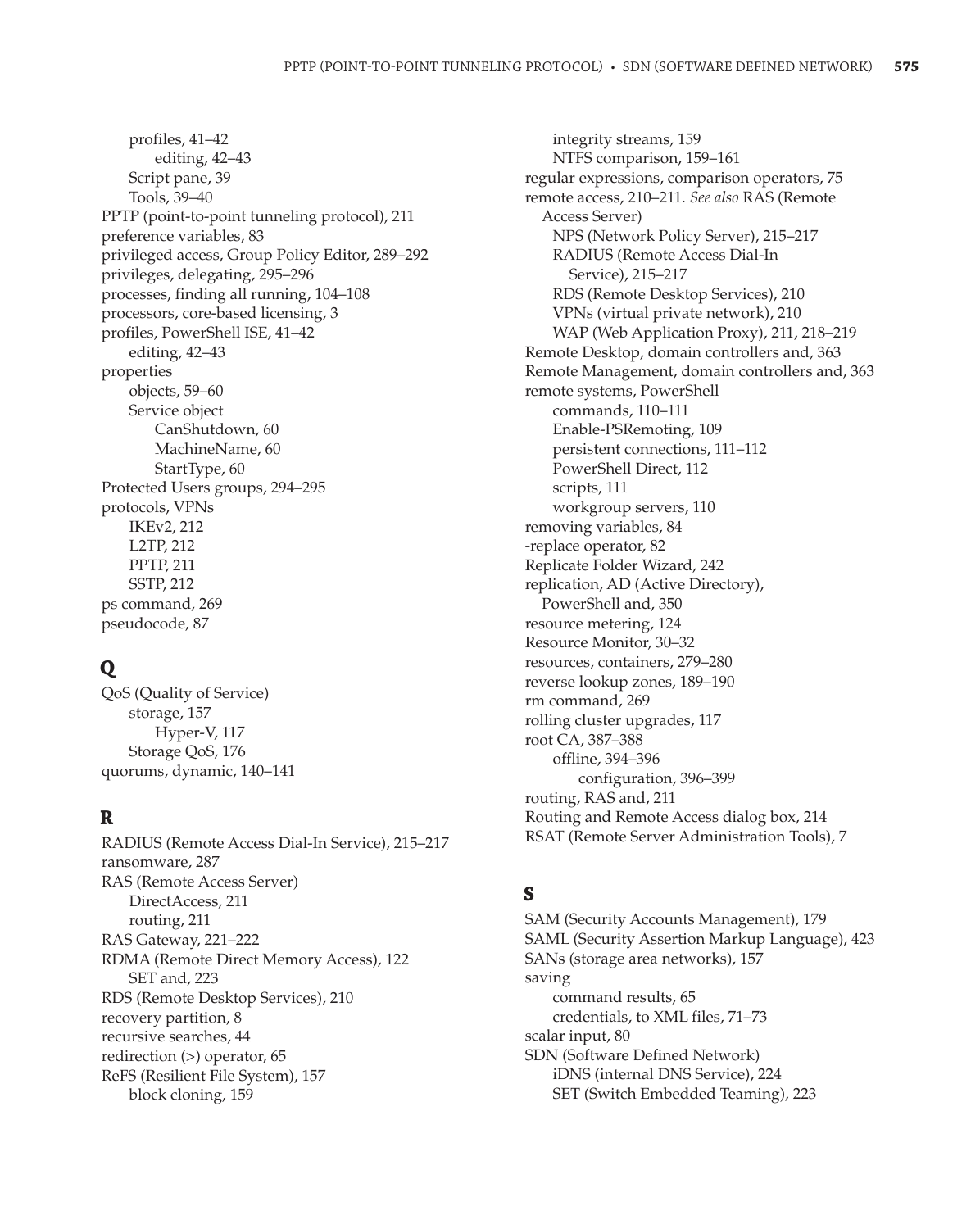profiles, 41–42
    editing, 42–43
  Script pane, 39
  Tools, 39–40

PPTP (point-to-point tunneling protocol), 211
preference variables, 83
privileged access, Group Policy Editor, 289–292
privileges, delegating, 295–296
processes, finding all running, 104–108
processors, core-based licensing, 3
profiles, PowerShell ISE, 41–42
  editing, 42–43
properties
  objects, 59–60
  Service object
    CanShutdown, 60
    MachineName, 60
    StartType, 60
Protected Users groups, 294–295
protocols, VPNs
  IKEv2, 212
  L2TP, 212
  PPTP, 211
  SSTP, 212
ps command, 269
pseudocode, 87

## Q

QoS (Quality of Service)
  storage, 157
    Hyper-V, 117
  Storage QoS, 176
quorums, dynamic, 140–141

## R

RADIUS (Remote Access Dial-In Service), 215–217
ransomware, 287
RAS (Remote Access Server)
  DirectAccess, 211
  routing, 211
RAS Gateway, 221–222
RDMA (Remote Direct Memory Access), 122
  SET and, 223
RDS (Remote Desktop Services), 210
recovery partition, 8
recursive searches, 44
redirection (>) operator, 65
ReFS (Resilient File System), 157
  block cloning, 159
  integrity streams, 159
  NTFS comparison, 159–161
regular expressions, comparison operators, 75
remote access, 210–211. *See also* RAS (Remote Access Server)
  NPS (Network Policy Server), 215–217
  RADIUS (Remote Access Dial-In Service), 215–217
  RDS (Remote Desktop Services), 210
  VPNs (virtual private network), 210
  WAP (Web Application Proxy), 211, 218–219
Remote Desktop, domain controllers and, 363
Remote Management, domain controllers and, 363
remote systems, PowerShell
  commands, 110–111
  Enable-PSRemoting, 109
  persistent connections, 111–112
  PowerShell Direct, 112
  scripts, 111
  workgroup servers, 110
removing variables, 84
-replace operator, 82
Replicate Folder Wizard, 242
replication, AD (Active Directory), PowerShell and, 350
resource metering, 124
Resource Monitor, 30–32
resources, containers, 279–280
reverse lookup zones, 189–190
rm command, 269
rolling cluster upgrades, 117
root CA, 387–388
  offline, 394–396
    configuration, 396–399
routing, RAS and, 211
Routing and Remote Access dialog box, 214
RSAT (Remote Server Administration Tools), 7

## S

SAM (Security Accounts Management), 179
SAML (Security Assertion Markup Language), 423
SANs (storage area networks), 157
saving
  command results, 65
  credentials, to XML files, 71–73
scalar input, 80
SDN (Software Defined Network)
  iDNS (internal DNS Service), 224
  SET (Switch Embedded Teaming), 223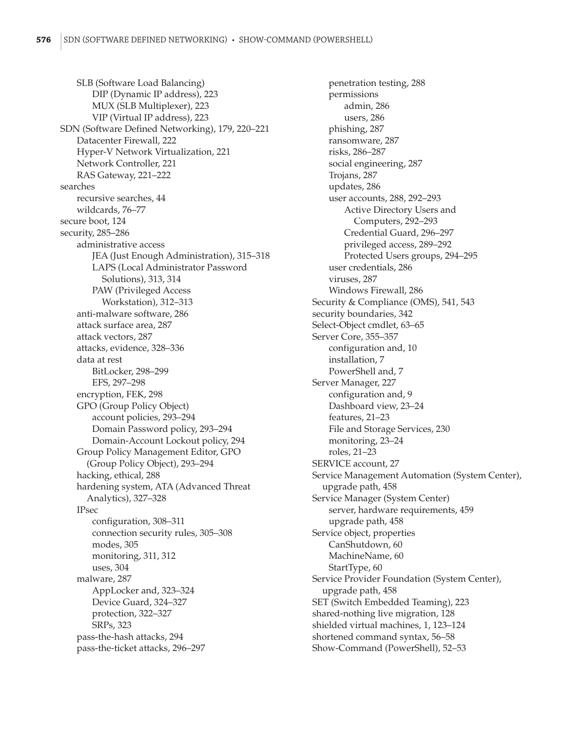SLB (Software Load Balancing)
    - DIP (Dynamic IP address), 223
    - MUX (SLB Multiplexer), 223
    - VIP (Virtual IP address), 223

SDN (Software Defined Networking), 179, 220–221
- Datacenter Firewall, 222
- Hyper-V Network Virtualization, 221
- Network Controller, 221
- RAS Gateway, 221–222

searches
- recursive searches, 44
- wildcards, 76–77

secure boot, 124

security, 285–286
- administrative access
    - JEA (Just Enough Administration), 315–318
    - LAPS (Local Administrator Password Solutions), 313, 314
    - PAW (Privileged Access Workstation), 312–313
- anti-malware software, 286
- attack surface area, 287
- attack vectors, 287
- attacks, evidence, 328–336
- data at rest
    - BitLocker, 298–299
    - EFS, 297–298
- encryption, FEK, 298
- GPO (Group Policy Object)
    - account policies, 293–294
    - Domain Password policy, 293–294
    - Domain-Account Lockout policy, 294
- Group Policy Management Editor, GPO (Group Policy Object), 293–294
- hacking, ethical, 288
- hardening system, ATA (Advanced Threat Analytics), 327–328
- IPsec
    - configuration, 308–311
    - connection security rules, 305–308
    - modes, 305
    - monitoring, 311, 312
    - uses, 304
- malware, 287
    - AppLocker and, 323–324
    - Device Guard, 324–327
    - protection, 322–327
    - SRPs, 323
- pass-the-hash attacks, 294
- pass-the-ticket attacks, 296–297
- penetration testing, 288
- permissions
    - admin, 286
    - users, 286
- phishing, 287
- ransomware, 287
- risks, 286–287
- social engineering, 287
- Trojans, 287
- updates, 286
- user accounts, 288, 292–293
    - Active Directory Users and Computers, 292–293
    - Credential Guard, 296–297
    - privileged access, 289–292
    - Protected Users groups, 294–295
- user credentials, 286
- viruses, 287
- Windows Firewall, 286

Security & Compliance (OMS), 541, 543

security boundaries, 342

Select-Object cmdlet, 63–65

Server Core, 355–357
- configuration and, 10
- installation, 7
- PowerShell and, 7

Server Manager, 227
- configuration and, 9
- Dashboard view, 23–24
- features, 21–23
- File and Storage Services, 230
- monitoring, 23–24
- roles, 21–23

SERVICE account, 27

Service Management Automation (System Center), upgrade path, 458

Service Manager (System Center)
- server, hardware requirements, 459
- upgrade path, 458

Service object, properties
- CanShutdown, 60
- MachineName, 60
- StartType, 60

Service Provider Foundation (System Center), upgrade path, 458

SET (Switch Embedded Teaming), 223

shared-nothing live migration, 128

shielded virtual machines, 1, 123–124

shortened command syntax, 56–58

Show-Command (PowerShell), 52–53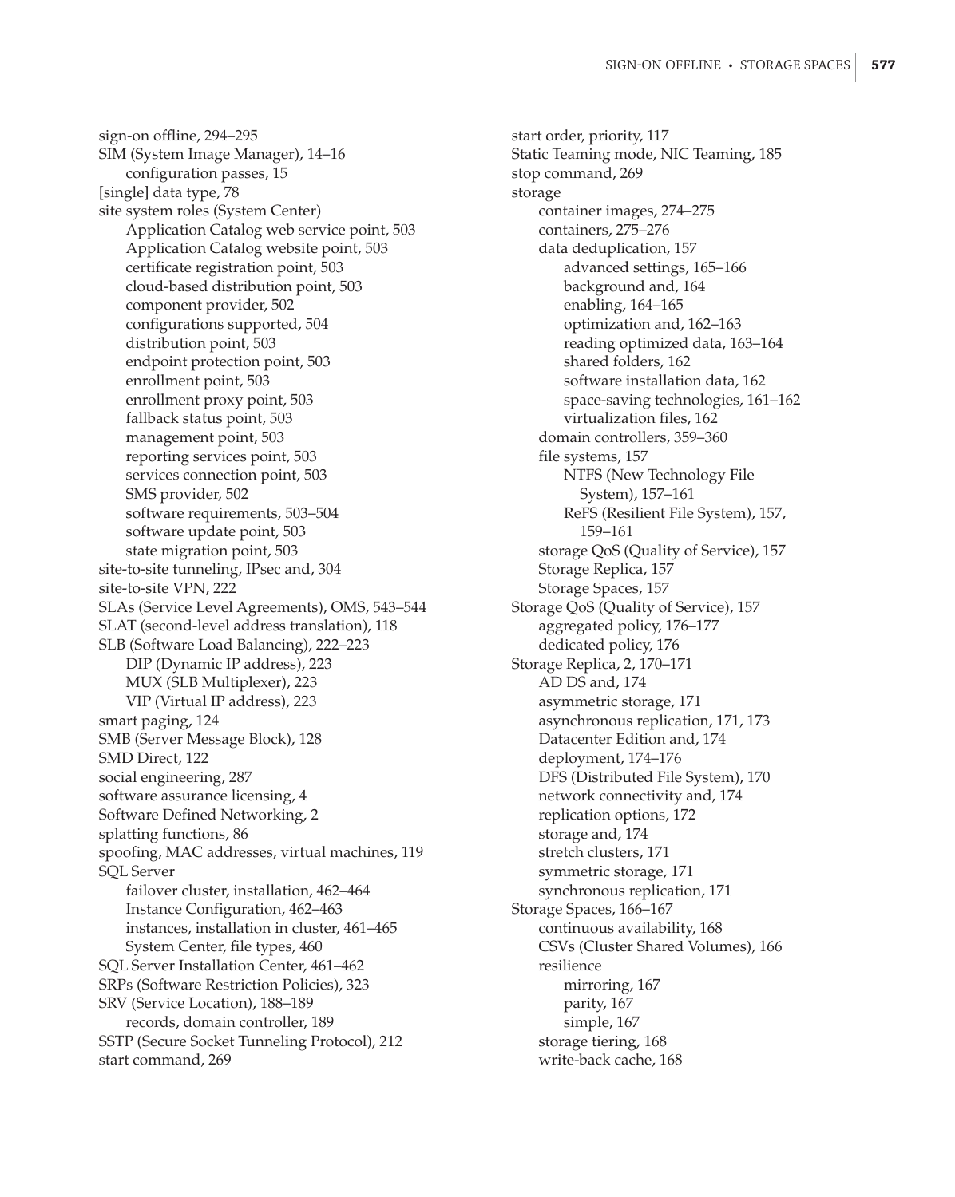sign-on offline, 294–295
SIM (System Image Manager), 14–16
    configuration passes, 15
[single] data type, 78
site system roles (System Center)
    Application Catalog web service point, 503
    Application Catalog website point, 503
    certificate registration point, 503
    cloud-based distribution point, 503
    component provider, 502
    configurations supported, 504
    distribution point, 503
    endpoint protection point, 503
    enrollment point, 503
    enrollment proxy point, 503
    fallback status point, 503
    management point, 503
    reporting services point, 503
    services connection point, 503
    SMS provider, 502
    software requirements, 503–504
    software update point, 503
    state migration point, 503
site-to-site tunneling, IPsec and, 304
site-to-site VPN, 222
SLAs (Service Level Agreements), OMS, 543–544
SLAT (second-level address translation), 118
SLB (Software Load Balancing), 222–223
    DIP (Dynamic IP address), 223
    MUX (SLB Multiplexer), 223
    VIP (Virtual IP address), 223
smart paging, 124
SMB (Server Message Block), 128
SMD Direct, 122
social engineering, 287
software assurance licensing, 4
Software Defined Networking, 2
splatting functions, 86
spoofing, MAC addresses, virtual machines, 119
SQL Server
    failover cluster, installation, 462–464
    Instance Configuration, 462–463
    instances, installation in cluster, 461–465
    System Center, file types, 460
SQL Server Installation Center, 461–462
SRPs (Software Restriction Policies), 323
SRV (Service Location), 188–189
    records, domain controller, 189
SSTP (Secure Socket Tunneling Protocol), 212
start command, 269
start order, priority, 117
Static Teaming mode, NIC Teaming, 185
stop command, 269
storage
    container images, 274–275
    containers, 275–276
    data deduplication, 157
        advanced settings, 165–166
        background and, 164
        enabling, 164–165
        optimization and, 162–163
        reading optimized data, 163–164
        shared folders, 162
        software installation data, 162
        space-saving technologies, 161–162
        virtualization files, 162
    domain controllers, 359–360
    file systems, 157
        NTFS (New Technology File System), 157–161
        ReFS (Resilient File System), 157, 159–161
    storage QoS (Quality of Service), 157
    Storage Replica, 157
    Storage Spaces, 157
Storage QoS (Quality of Service), 157
    aggregated policy, 176–177
    dedicated policy, 176
Storage Replica, 2, 170–171
    AD DS and, 174
    asymmetric storage, 171
    asynchronous replication, 171, 173
    Datacenter Edition and, 174
    deployment, 174–176
    DFS (Distributed File System), 170
    network connectivity and, 174
    replication options, 172
    storage and, 174
    stretch clusters, 171
    symmetric storage, 171
    synchronous replication, 171
Storage Spaces, 166–167
    continuous availability, 168
    CSVs (Cluster Shared Volumes), 166
    resilience
        mirroring, 167
        parity, 167
        simple, 167
    storage tiering, 168
    write-back cache, 168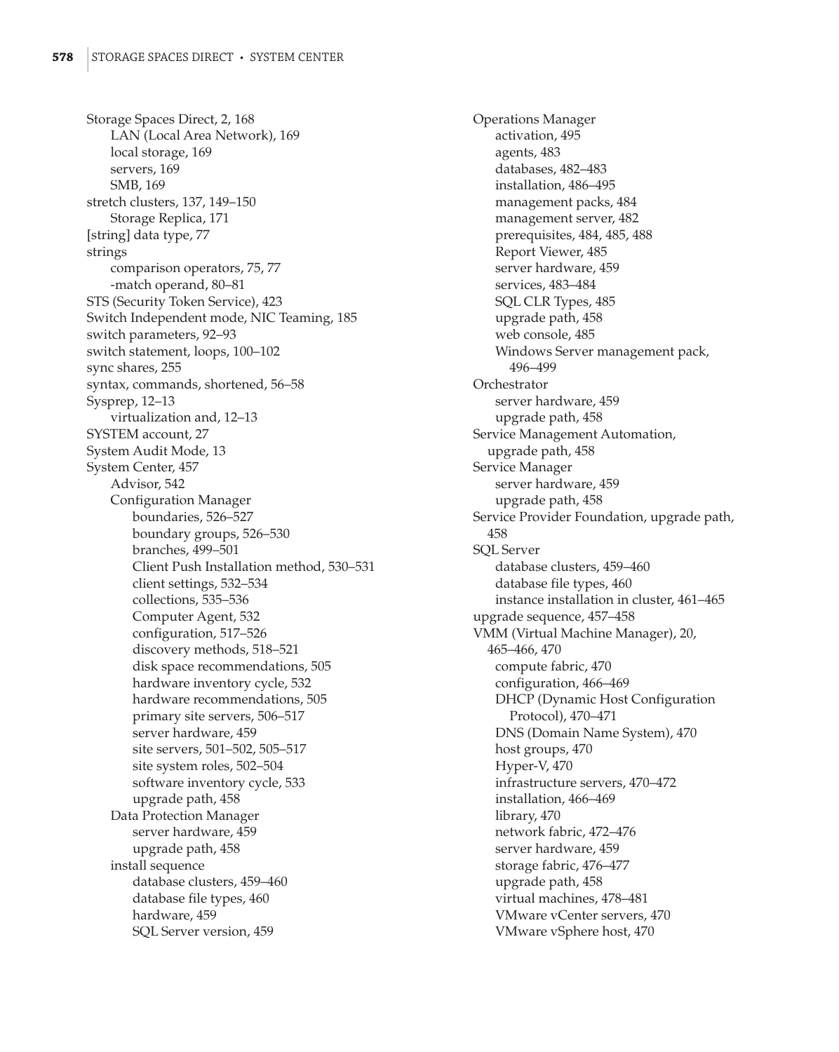Storage Spaces Direct, 2, 168
- LAN (Local Area Network), 169
- local storage, 169
- servers, 169
- SMB, 169

stretch clusters, 137, 149–150
- Storage Replica, 171

[string] data type, 77

strings
- comparison operators, 75, 77
- -match operand, 80–81

STS (Security Token Service), 423

Switch Independent mode, NIC Teaming, 185

switch parameters, 92–93

switch statement, loops, 100–102

sync shares, 255

syntax, commands, shortened, 56–58

Sysprep, 12–13
- virtualization and, 12–13

SYSTEM account, 27

System Audit Mode, 13

System Center, 457
- Advisor, 542
- Configuration Manager
  - boundaries, 526–527
  - boundary groups, 526–530
  - branches, 499–501
  - Client Push Installation method, 530–531
  - client settings, 532–534
  - collections, 535–536
  - Computer Agent, 532
  - configuration, 517–526
  - discovery methods, 518–521
  - disk space recommendations, 505
  - hardware inventory cycle, 532
  - hardware recommendations, 505
  - primary site servers, 506–517
  - server hardware, 459
  - site servers, 501–502, 505–517
  - site system roles, 502–504
  - software inventory cycle, 533
  - upgrade path, 458
- Data Protection Manager
  - server hardware, 459
  - upgrade path, 458
- install sequence
  - database clusters, 459–460
  - database file types, 460
  - hardware, 459
  - SQL Server version, 459
- Operations Manager
  - activation, 495
  - agents, 483
  - databases, 482–483
  - installation, 486–495
  - management packs, 484
  - management server, 482
  - prerequisites, 484, 485, 488
  - Report Viewer, 485
  - server hardware, 459
  - services, 483–484
  - SQL CLR Types, 485
  - upgrade path, 458
  - web console, 485
  - Windows Server management pack, 496–499
- Orchestrator
  - server hardware, 459
  - upgrade path, 458
- Service Management Automation, upgrade path, 458
- Service Manager
  - server hardware, 459
  - upgrade path, 458
- Service Provider Foundation, upgrade path, 458
- SQL Server
  - database clusters, 459–460
  - database file types, 460
  - instance installation in cluster, 461–465
- upgrade sequence, 457–458
- VMM (Virtual Machine Manager), 20, 465–466, 470
  - compute fabric, 470
  - configuration, 466–469
  - DHCP (Dynamic Host Configuration Protocol), 470–471
  - DNS (Domain Name System), 470
  - host groups, 470
  - Hyper-V, 470
  - infrastructure servers, 470–472
  - installation, 466–469
  - library, 470
  - network fabric, 472–476
  - server hardware, 459
  - storage fabric, 476–477
  - upgrade path, 458
  - virtual machines, 478–481
  - VMware vCenter servers, 470
  - VMware vSphere host, 470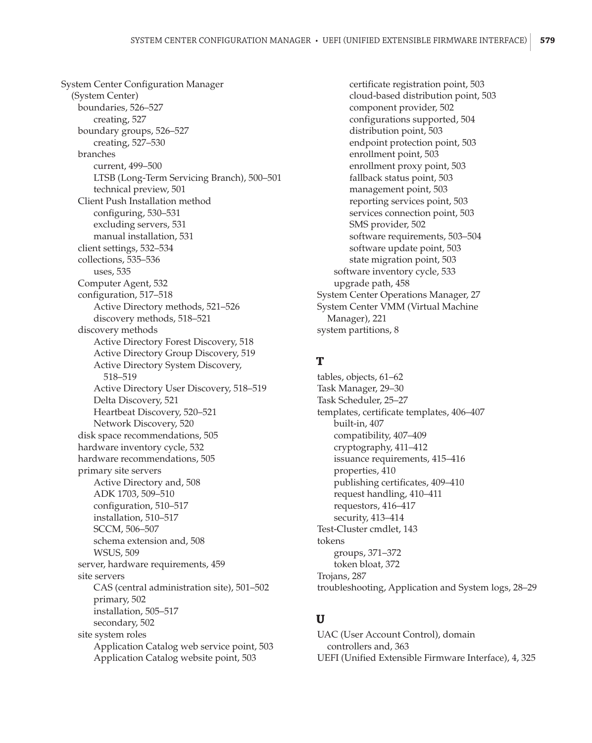System Center Configuration Manager (System Center)
- boundaries, 526–527
  - creating, 527
- boundary groups, 526–527
  - creating, 527–530
- branches
  - current, 499–500
  - LTSB (Long-Term Servicing Branch), 500–501
  - technical preview, 501
- Client Push Installation method
  - configuring, 530–531
  - excluding servers, 531
  - manual installation, 531
- client settings, 532–534
- collections, 535–536
  - uses, 535
- Computer Agent, 532
- configuration, 517–518
  - Active Directory methods, 521–526
  - discovery methods, 518–521
- discovery methods
  - Active Directory Forest Discovery, 518
  - Active Directory Group Discovery, 519
  - Active Directory System Discovery, 518–519
  - Active Directory User Discovery, 518–519
  - Delta Discovery, 521
  - Heartbeat Discovery, 520–521
  - Network Discovery, 520
- disk space recommendations, 505
- hardware inventory cycle, 532
- hardware recommendations, 505
- primary site servers
  - Active Directory and, 508
  - ADK 1703, 509–510
  - configuration, 510–517
  - installation, 510–517
  - SCCM, 506–507
  - schema extension and, 508
  - WSUS, 509
- server, hardware requirements, 459
- site servers
  - CAS (central administration site), 501–502
  - primary, 502
  - installation, 505–517
  - secondary, 502
- site system roles
  - Application Catalog web service point, 503
  - Application Catalog website point, 503
  - certificate registration point, 503
  - cloud-based distribution point, 503
  - component provider, 502
  - configurations supported, 504
  - distribution point, 503
  - endpoint protection point, 503
  - enrollment point, 503
  - enrollment proxy point, 503
  - fallback status point, 503
  - management point, 503
  - reporting services point, 503
  - services connection point, 503
  - SMS provider, 502
  - software requirements, 503–504
  - software update point, 503
  - state migration point, 503
- software inventory cycle, 533
- upgrade path, 458

System Center Operations Manager, 27

System Center VMM (Virtual Machine Manager), 221

system partitions, 8

## T

tables, objects, 61–62

Task Manager, 29–30

Task Scheduler, 25–27

templates, certificate templates, 406–407
- built-in, 407
- compatibility, 407–409
- cryptography, 411–412
- issuance requirements, 415–416
- properties, 410
- publishing certificates, 409–410
- request handling, 410–411
- requestors, 416–417
- security, 413–414

Test-Cluster cmdlet, 143

tokens
- groups, 371–372
- token bloat, 372

Trojans, 287

troubleshooting, Application and System logs, 28–29

## U

UAC (User Account Control), domain controllers and, 363

UEFI (Unified Extensible Firmware Interface), 4, 325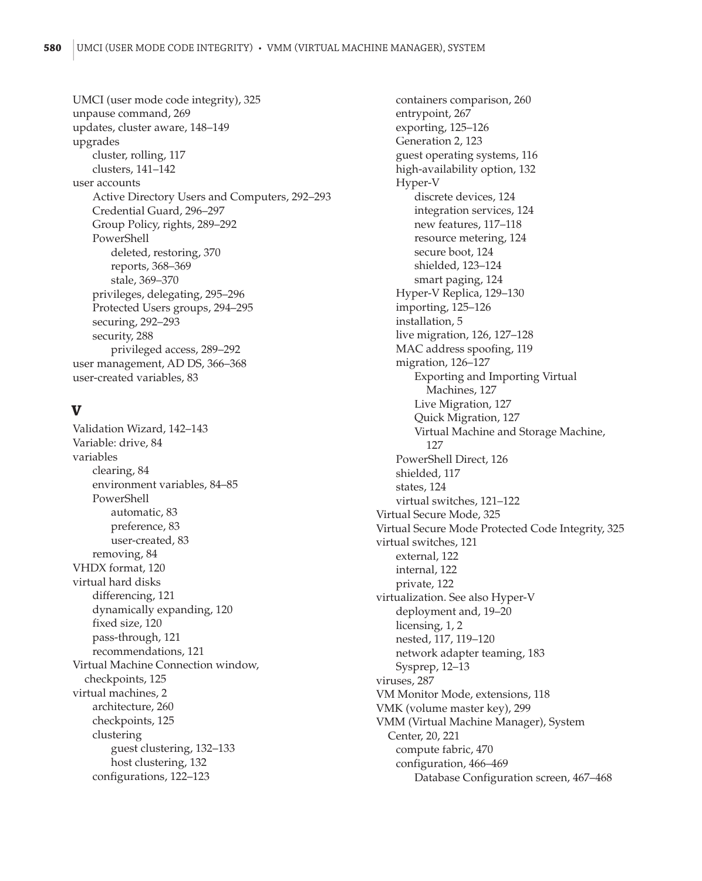UMCI (user mode code integrity), 325
unpause command, 269
updates, cluster aware, 148–149
upgrades
- cluster, rolling, 117
- clusters, 141–142

user accounts
- Active Directory Users and Computers, 292–293
- Credential Guard, 296–297
- Group Policy, rights, 289–292
- PowerShell
  - deleted, restoring, 370
  - reports, 368–369
  - stale, 369–370
- privileges, delegating, 295–296
- Protected Users groups, 294–295
- securing, 292–293
- security, 288
  - privileged access, 289–292

user management, AD DS, 366–368
user-created variables, 83

## V

Validation Wizard, 142–143
Variable: drive, 84
variables
- clearing, 84
- environment variables, 84–85
- PowerShell
  - automatic, 83
  - preference, 83
  - user-created, 83
- removing, 84

VHDX format, 120
virtual hard disks
- differencing, 121
- dynamically expanding, 120
- fixed size, 120
- pass-through, 121
- recommendations, 121

Virtual Machine Connection window, checkpoints, 125
virtual machines, 2
- architecture, 260
- checkpoints, 125
- clustering
  - guest clustering, 132–133
  - host clustering, 132
- configurations, 122–123
- containers comparison, 260
- entrypoint, 267
- exporting, 125–126
- Generation 2, 123
- guest operating systems, 116
- high-availability option, 132
- Hyper-V
  - discrete devices, 124
  - integration services, 124
  - new features, 117–118
  - resource metering, 124
  - secure boot, 124
  - shielded, 123–124
  - smart paging, 124
- Hyper-V Replica, 129–130
- importing, 125–126
- installation, 5
- live migration, 126, 127–128
- MAC address spoofing, 119
- migration, 126–127
  - Exporting and Importing Virtual Machines, 127
  - Live Migration, 127
  - Quick Migration, 127
  - Virtual Machine and Storage Machine, 127
- PowerShell Direct, 126
- shielded, 117
- states, 124
- virtual switches, 121–122

Virtual Secure Mode, 325
Virtual Secure Mode Protected Code Integrity, 325
virtual switches, 121
- external, 122
- internal, 122
- private, 122

virtualization. See also Hyper-V
- deployment and, 19–20
- licensing, 1, 2
- nested, 117, 119–120
- network adapter teaming, 183
- Sysprep, 12–13

viruses, 287
VM Monitor Mode, extensions, 118
VMK (volume master key), 299
VMM (Virtual Machine Manager), System Center, 20, 221
- compute fabric, 470
- configuration, 466–469
  - Database Configuration screen, 467–468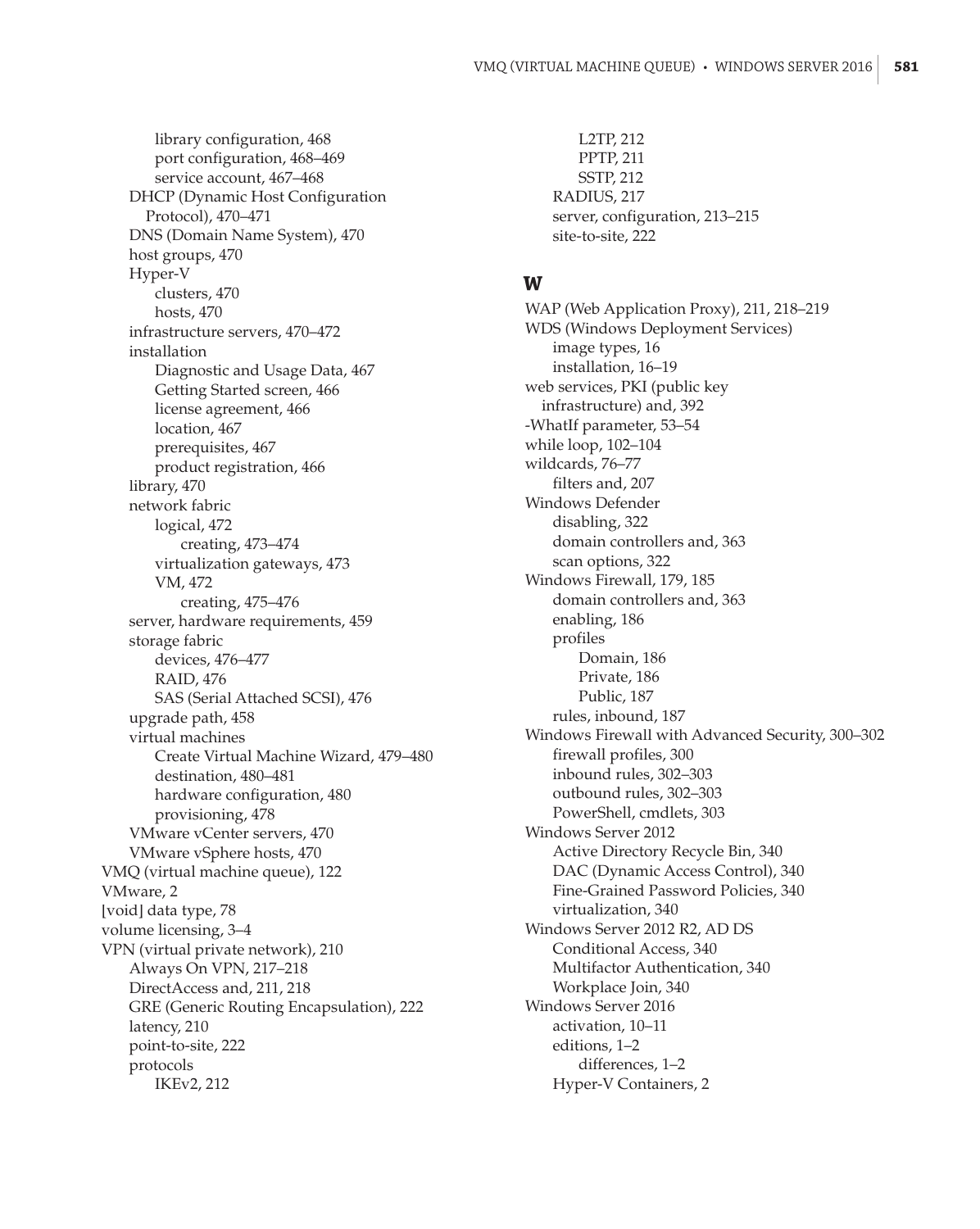library configuration, 468
port configuration, 468–469
service account, 467–468
DHCP (Dynamic Host Configuration Protocol), 470–471
DNS (Domain Name System), 470
host groups, 470
Hyper-V
clusters, 470
hosts, 470
infrastructure servers, 470–472
installation
Diagnostic and Usage Data, 467
Getting Started screen, 466
license agreement, 466
location, 467
prerequisites, 467
product registration, 466
library, 470
network fabric
logical, 472
creating, 473–474
virtualization gateways, 473
VM, 472
creating, 475–476
server, hardware requirements, 459
storage fabric
devices, 476–477
RAID, 476
SAS (Serial Attached SCSI), 476
upgrade path, 458
virtual machines
Create Virtual Machine Wizard, 479–480
destination, 480–481
hardware configuration, 480
provisioning, 478
VMware vCenter servers, 470
VMware vSphere hosts, 470
VMQ (virtual machine queue), 122
VMware, 2
[void] data type, 78
volume licensing, 3–4
VPN (virtual private network), 210
Always On VPN, 217–218
DirectAccess and, 211, 218
GRE (Generic Routing Encapsulation), 222
latency, 210
point-to-site, 222
protocols
IKEv2, 212
L2TP, 212
PPTP, 211
SSTP, 212
RADIUS, 217
server, configuration, 213–215
site-to-site, 222

## W

WAP (Web Application Proxy), 211, 218–219
WDS (Windows Deployment Services)
image types, 16
installation, 16–19
web services, PKI (public key infrastructure) and, 392
-WhatIf parameter, 53–54
while loop, 102–104
wildcards, 76–77
filters and, 207
Windows Defender
disabling, 322
domain controllers and, 363
scan options, 322
Windows Firewall, 179, 185
domain controllers and, 363
enabling, 186
profiles
Domain, 186
Private, 186
Public, 187
rules, inbound, 187
Windows Firewall with Advanced Security, 300–302
firewall profiles, 300
inbound rules, 302–303
outbound rules, 302–303
PowerShell, cmdlets, 303
Windows Server 2012
Active Directory Recycle Bin, 340
DAC (Dynamic Access Control), 340
Fine-Grained Password Policies, 340
virtualization, 340
Windows Server 2012 R2, AD DS
Conditional Access, 340
Multifactor Authentication, 340
Workplace Join, 340
Windows Server 2016
activation, 10–11
editions, 1–2
differences, 1–2
Hyper-V Containers, 2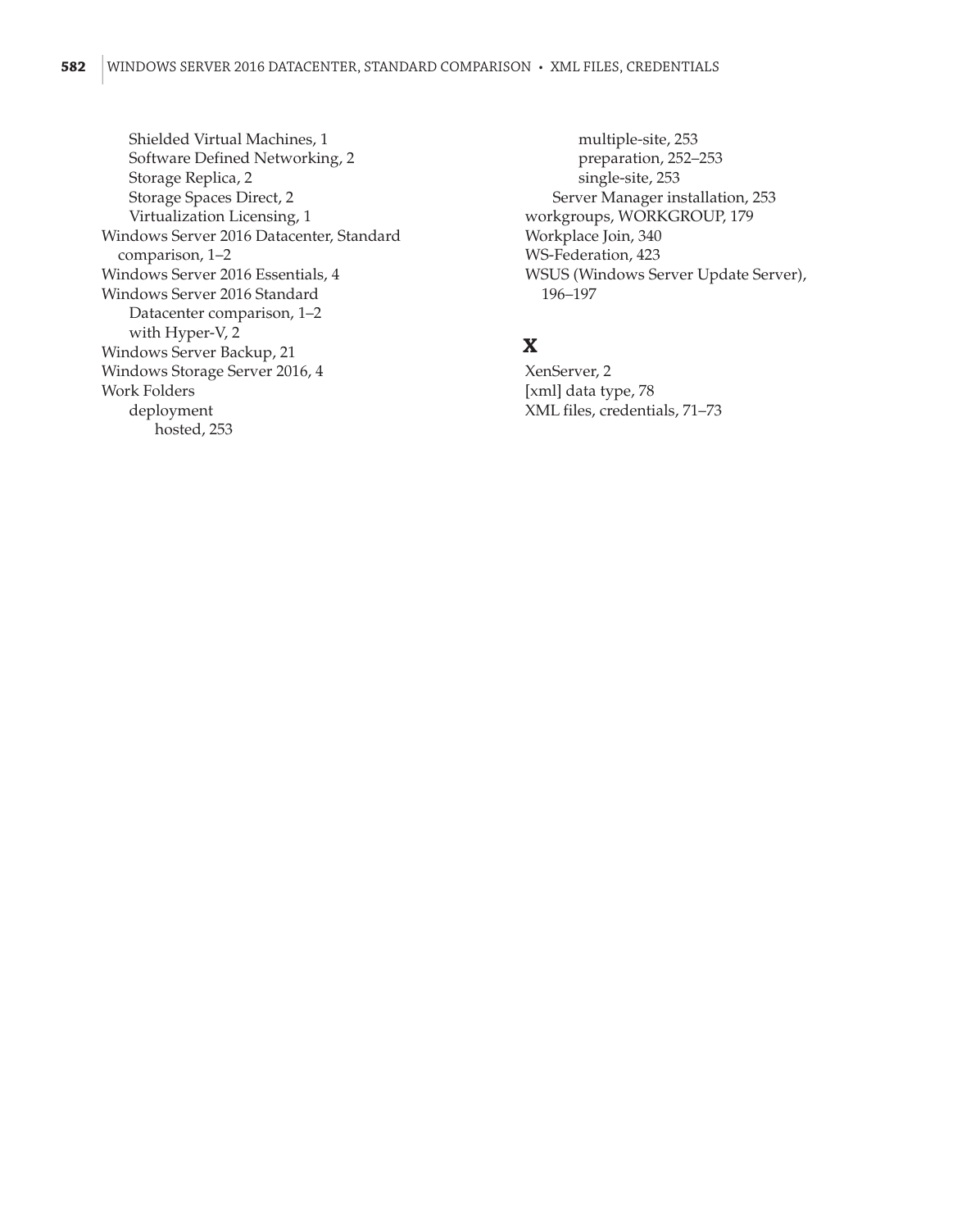Shielded Virtual Machines, 1
Software Defined Networking, 2
Storage Replica, 2
Storage Spaces Direct, 2
Virtualization Licensing, 1

Windows Server 2016 Datacenter, Standard comparison, 1–2
Windows Server 2016 Essentials, 4
Windows Server 2016 Standard
Datacenter comparison, 1–2
with Hyper-V, 2
Windows Server Backup, 21
Windows Storage Server 2016, 4
Work Folders
deployment
hosted, 253
multiple-site, 253
preparation, 252–253
single-site, 253
Server Manager installation, 253
workgroups, WORKGROUP, 179
Workplace Join, 340
WS-Federation, 423
WSUS (Windows Server Update Server), 196–197

## X

XenServer, 2
[xml] data type, 78
XML files, credentials, 71–73